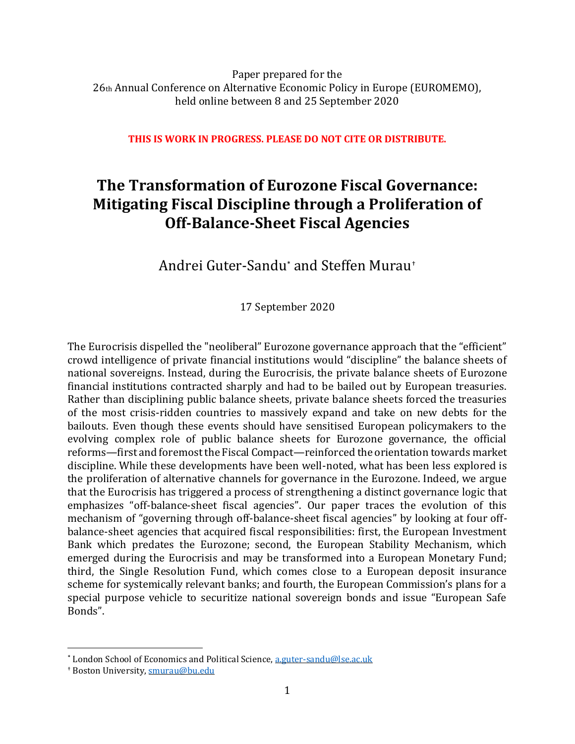Paper prepared for the
26th Annual Conference on Alternative Economic Policy in Europe (EUROMEMO),
held online between 8 and 25 September 2020

**THIS IS WORK IN PROGRESS. PLEASE DO NOT CITE OR DISTRIBUTE.**

# The Transformation of Eurozone Fiscal Governance: Mitigating Fiscal Discipline through a Proliferation of Off-Balance-Sheet Fiscal Agencies

Andrei Guter-Sandu[*] and Steffen Murau[†]

17 September 2020

The Eurocrisis dispelled the "neoliberal" Eurozone governance approach that the "efficient" crowd intelligence of private financial institutions would "discipline" the balance sheets of national sovereigns. Instead, during the Eurocrisis, the private balance sheets of Eurozone financial institutions contracted sharply and had to be bailed out by European treasuries. Rather than disciplining public balance sheets, private balance sheets forced the treasuries of the most crisis-ridden countries to massively expand and take on new debts for the bailouts. Even though these events should have sensitised European policymakers to the evolving complex role of public balance sheets for Eurozone governance, the official reforms—first and foremost the Fiscal Compact—reinforced the orientation towards market discipline. While these developments have been well-noted, what has been less explored is the proliferation of alternative channels for governance in the Eurozone. Indeed, we argue that the Eurocrisis has triggered a process of strengthening a distinct governance logic that emphasizes "off-balance-sheet fiscal agencies". Our paper traces the evolution of this mechanism of "governing through off-balance-sheet fiscal agencies" by looking at four off-balance-sheet agencies that acquired fiscal responsibilities: first, the European Investment Bank which predates the Eurozone; second, the European Stability Mechanism, which emerged during the Eurocrisis and may be transformed into a European Monetary Fund; third, the Single Resolution Fund, which comes close to a European deposit insurance scheme for systemically relevant banks; and fourth, the European Commission's plans for a special purpose vehicle to securitize national sovereign bonds and issue "European Safe Bonds".

---

[*] London School of Economics and Political Science, a.guter-sandu@lse.ac.uk

[†] Boston University, smurau@bu.edu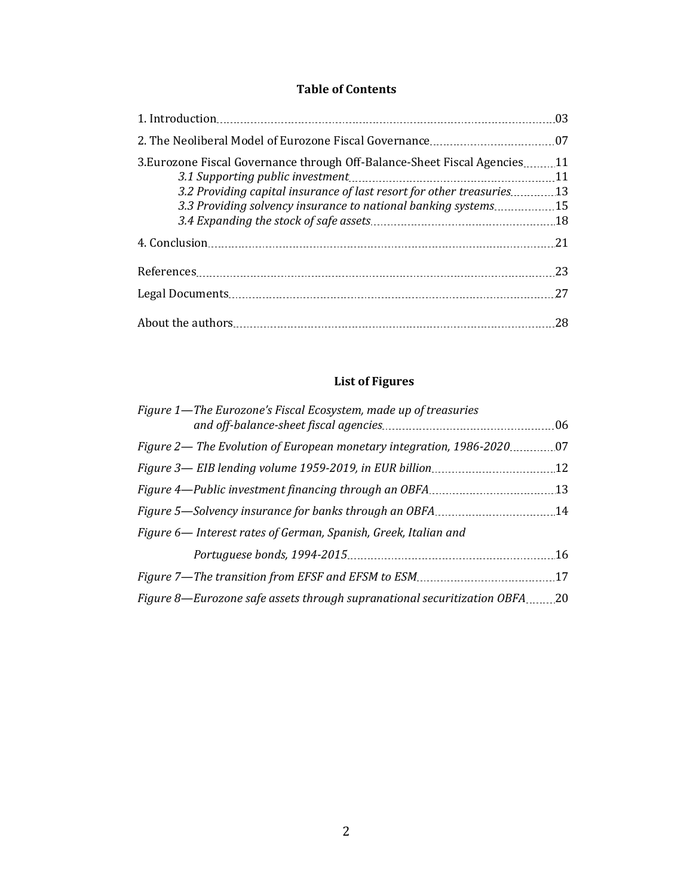## Table of Contents

1. Introduction ..... 03

2. The Neoliberal Model of Eurozone Fiscal Governance ..... 07

3.Eurozone Fiscal Governance through Off-Balance-Sheet Fiscal Agencies ..... 11

- *3.1 Supporting public investment* ..... 11
- *3.2 Providing capital insurance of last resort for other treasuries* ..... 13
- *3.3 Providing solvency insurance to national banking systems* ..... 15
- *3.4 Expanding the stock of safe assets* ..... 18

4. Conclusion ..... 21

References ..... 23

Legal Documents ..... 27

About the authors ..... 28

## List of Figures

*Figure 1—The Eurozone's Fiscal Ecosystem, made up of treasuries and off-balance-sheet fiscal agencies* ..... 06

*Figure 2— The Evolution of European monetary integration, 1986-2020* ..... 07

*Figure 3— EIB lending volume 1959-2019, in EUR billion* ..... 12

*Figure 4—Public investment financing through an OBFA* ..... 13

*Figure 5—Solvency insurance for banks through an OBFA* ..... 14

*Figure 6— Interest rates of German, Spanish, Greek, Italian and Portuguese bonds, 1994-2015* ..... 16

*Figure 7—The transition from EFSF and EFSM to ESM* ..... 17

*Figure 8—Eurozone safe assets through supranational securitization OBFA* ..... 20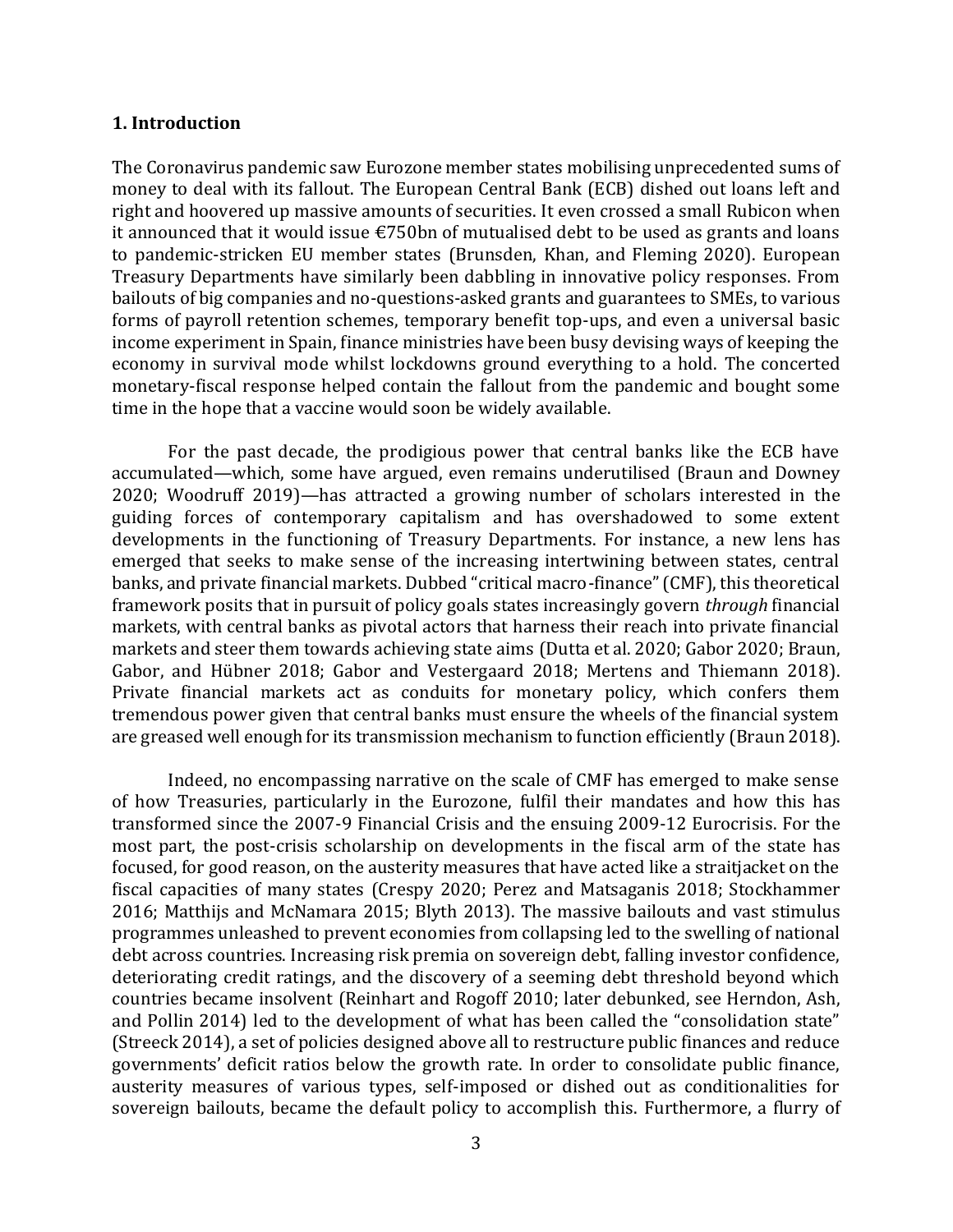## 1. Introduction

The Coronavirus pandemic saw Eurozone member states mobilising unprecedented sums of money to deal with its fallout. The European Central Bank (ECB) dished out loans left and right and hoovered up massive amounts of securities. It even crossed a small Rubicon when it announced that it would issue €750bn of mutualised debt to be used as grants and loans to pandemic-stricken EU member states (Brunsden, Khan, and Fleming 2020). European Treasury Departments have similarly been dabbling in innovative policy responses. From bailouts of big companies and no-questions-asked grants and guarantees to SMEs, to various forms of payroll retention schemes, temporary benefit top-ups, and even a universal basic income experiment in Spain, finance ministries have been busy devising ways of keeping the economy in survival mode whilst lockdowns ground everything to a hold. The concerted monetary-fiscal response helped contain the fallout from the pandemic and bought some time in the hope that a vaccine would soon be widely available.

For the past decade, the prodigious power that central banks like the ECB have accumulated—which, some have argued, even remains underutilised (Braun and Downey 2020; Woodruff 2019)—has attracted a growing number of scholars interested in the guiding forces of contemporary capitalism and has overshadowed to some extent developments in the functioning of Treasury Departments. For instance, a new lens has emerged that seeks to make sense of the increasing intertwining between states, central banks, and private financial markets. Dubbed "critical macro-finance" (CMF), this theoretical framework posits that in pursuit of policy goals states increasingly govern *through* financial markets, with central banks as pivotal actors that harness their reach into private financial markets and steer them towards achieving state aims (Dutta et al. 2020; Gabor 2020; Braun, Gabor, and Hübner 2018; Gabor and Vestergaard 2018; Mertens and Thiemann 2018). Private financial markets act as conduits for monetary policy, which confers them tremendous power given that central banks must ensure the wheels of the financial system are greased well enough for its transmission mechanism to function efficiently (Braun 2018).

Indeed, no encompassing narrative on the scale of CMF has emerged to make sense of how Treasuries, particularly in the Eurozone, fulfil their mandates and how this has transformed since the 2007-9 Financial Crisis and the ensuing 2009-12 Eurocrisis. For the most part, the post-crisis scholarship on developments in the fiscal arm of the state has focused, for good reason, on the austerity measures that have acted like a straitjacket on the fiscal capacities of many states (Crespy 2020; Perez and Matsaganis 2018; Stockhammer 2016; Matthijs and McNamara 2015; Blyth 2013). The massive bailouts and vast stimulus programmes unleashed to prevent economies from collapsing led to the swelling of national debt across countries. Increasing risk premia on sovereign debt, falling investor confidence, deteriorating credit ratings, and the discovery of a seeming debt threshold beyond which countries became insolvent (Reinhart and Rogoff 2010; later debunked, see Herndon, Ash, and Pollin 2014) led to the development of what has been called the "consolidation state" (Streeck 2014), a set of policies designed above all to restructure public finances and reduce governments' deficit ratios below the growth rate. In order to consolidate public finance, austerity measures of various types, self-imposed or dished out as conditionalities for sovereign bailouts, became the default policy to accomplish this. Furthermore, a flurry of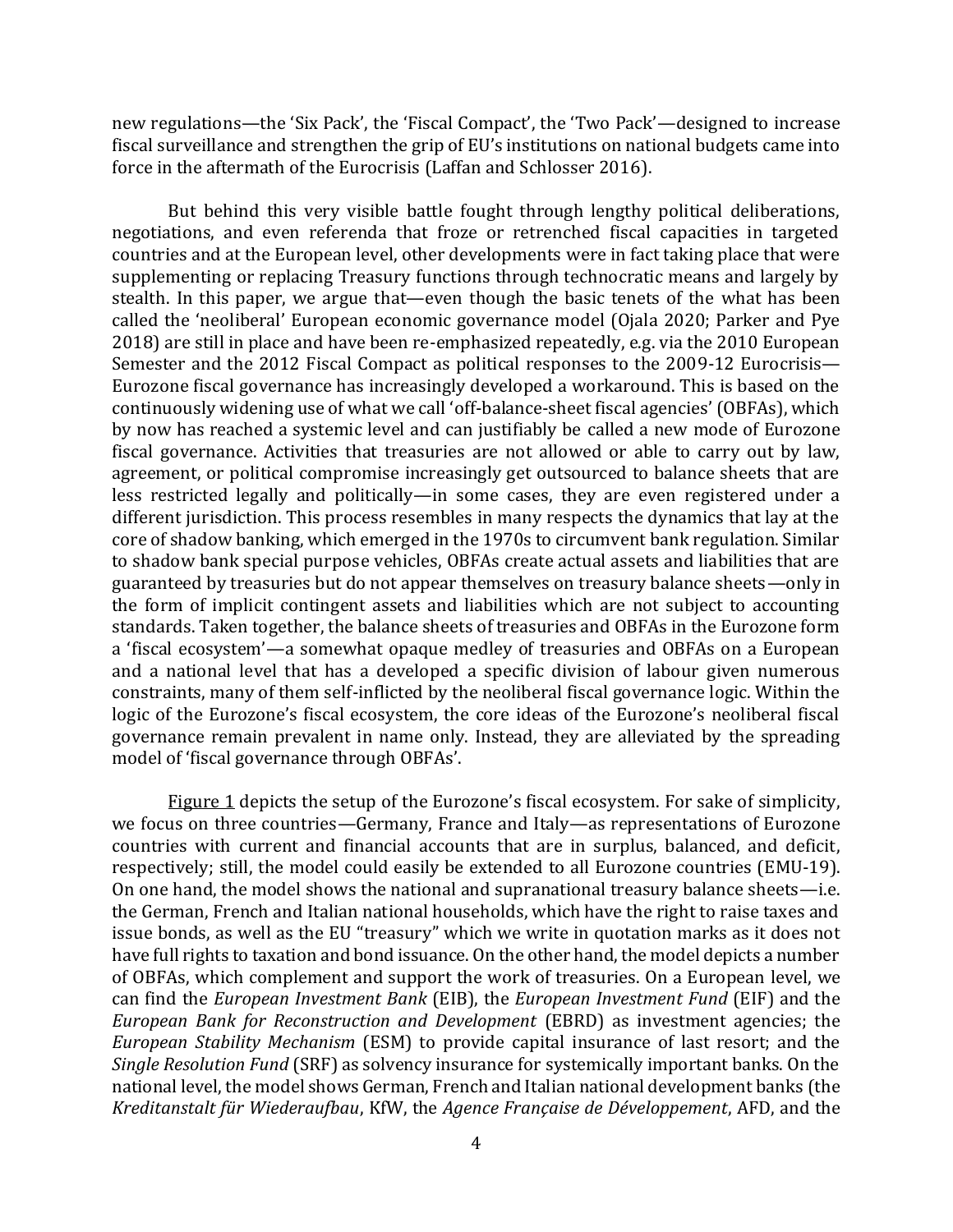new regulations—the 'Six Pack', the 'Fiscal Compact', the 'Two Pack'—designed to increase fiscal surveillance and strengthen the grip of EU's institutions on national budgets came into force in the aftermath of the Eurocrisis (Laffan and Schlosser 2016).

But behind this very visible battle fought through lengthy political deliberations, negotiations, and even referenda that froze or retrenched fiscal capacities in targeted countries and at the European level, other developments were in fact taking place that were supplementing or replacing Treasury functions through technocratic means and largely by stealth. In this paper, we argue that—even though the basic tenets of the what has been called the 'neoliberal' European economic governance model (Ojala 2020; Parker and Pye 2018) are still in place and have been re-emphasized repeatedly, e.g. via the 2010 European Semester and the 2012 Fiscal Compact as political responses to the 2009-12 Eurocrisis—Eurozone fiscal governance has increasingly developed a workaround. This is based on the continuously widening use of what we call 'off-balance-sheet fiscal agencies' (OBFAs), which by now has reached a systemic level and can justifiably be called a new mode of Eurozone fiscal governance. Activities that treasuries are not allowed or able to carry out by law, agreement, or political compromise increasingly get outsourced to balance sheets that are less restricted legally and politically—in some cases, they are even registered under a different jurisdiction. This process resembles in many respects the dynamics that lay at the core of shadow banking, which emerged in the 1970s to circumvent bank regulation. Similar to shadow bank special purpose vehicles, OBFAs create actual assets and liabilities that are guaranteed by treasuries but do not appear themselves on treasury balance sheets—only in the form of implicit contingent assets and liabilities which are not subject to accounting standards. Taken together, the balance sheets of treasuries and OBFAs in the Eurozone form a 'fiscal ecosystem'—a somewhat opaque medley of treasuries and OBFAs on a European and a national level that has a developed a specific division of labour given numerous constraints, many of them self-inflicted by the neoliberal fiscal governance logic. Within the logic of the Eurozone's fiscal ecosystem, the core ideas of the Eurozone's neoliberal fiscal governance remain prevalent in name only. Instead, they are alleviated by the spreading model of 'fiscal governance through OBFAs'.

Figure 1 depicts the setup of the Eurozone's fiscal ecosystem. For sake of simplicity, we focus on three countries—Germany, France and Italy—as representations of Eurozone countries with current and financial accounts that are in surplus, balanced, and deficit, respectively; still, the model could easily be extended to all Eurozone countries (EMU-19). On one hand, the model shows the national and supranational treasury balance sheets—i.e. the German, French and Italian national households, which have the right to raise taxes and issue bonds, as well as the EU "treasury" which we write in quotation marks as it does not have full rights to taxation and bond issuance. On the other hand, the model depicts a number of OBFAs, which complement and support the work of treasuries. On a European level, we can find the *European Investment Bank* (EIB), the *European Investment Fund* (EIF) and the *European Bank for Reconstruction and Development* (EBRD) as investment agencies; the *European Stability Mechanism* (ESM) to provide capital insurance of last resort; and the *Single Resolution Fund* (SRF) as solvency insurance for systemically important banks. On the national level, the model shows German, French and Italian national development banks (the *Kreditanstalt für Wiederaufbau*, KfW, the *Agence Française de Développement*, AFD, and the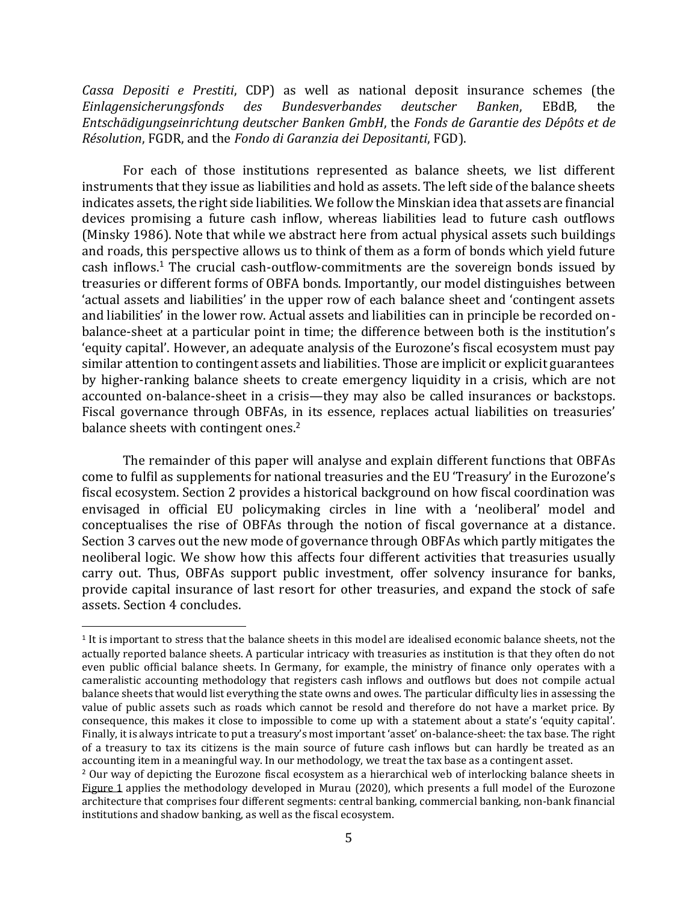*Cassa Depositi e Prestiti*, CDP) as well as national deposit insurance schemes (the *Einlagensicherungsfonds des Bundesverbandes deutscher Banken*, EBdB, the *Entschädigungseinrichtung deutscher Banken GmbH*, the *Fonds de Garantie des Dépôts et de Résolution*, FGDR, and the *Fondo di Garanzia dei Depositanti*, FGD).

For each of those institutions represented as balance sheets, we list different instruments that they issue as liabilities and hold as assets. The left side of the balance sheets indicates assets, the right side liabilities. We follow the Minskian idea that assets are financial devices promising a future cash inflow, whereas liabilities lead to future cash outflows (Minsky 1986). Note that while we abstract here from actual physical assets such buildings and roads, this perspective allows us to think of them as a form of bonds which yield future cash inflows.[1] The crucial cash-outflow-commitments are the sovereign bonds issued by treasuries or different forms of OBFA bonds. Importantly, our model distinguishes between 'actual assets and liabilities' in the upper row of each balance sheet and 'contingent assets and liabilities' in the lower row. Actual assets and liabilities can in principle be recorded on-balance-sheet at a particular point in time; the difference between both is the institution's 'equity capital'. However, an adequate analysis of the Eurozone's fiscal ecosystem must pay similar attention to contingent assets and liabilities. Those are implicit or explicit guarantees by higher-ranking balance sheets to create emergency liquidity in a crisis, which are not accounted on-balance-sheet in a crisis—they may also be called insurances or backstops. Fiscal governance through OBFAs, in its essence, replaces actual liabilities on treasuries' balance sheets with contingent ones.[2]

The remainder of this paper will analyse and explain different functions that OBFAs come to fulfil as supplements for national treasuries and the EU 'Treasury' in the Eurozone's fiscal ecosystem. Section 2 provides a historical background on how fiscal coordination was envisaged in official EU policymaking circles in line with a 'neoliberal' model and conceptualises the rise of OBFAs through the notion of fiscal governance at a distance. Section 3 carves out the new mode of governance through OBFAs which partly mitigates the neoliberal logic. We show how this affects four different activities that treasuries usually carry out. Thus, OBFAs support public investment, offer solvency insurance for banks, provide capital insurance of last resort for other treasuries, and expand the stock of safe assets. Section 4 concludes.

---

[1] It is important to stress that the balance sheets in this model are idealised economic balance sheets, not the actually reported balance sheets. A particular intricacy with treasuries as institution is that they often do not even public official balance sheets. In Germany, for example, the ministry of finance only operates with a cameralistic accounting methodology that registers cash inflows and outflows but does not compile actual balance sheets that would list everything the state owns and owes. The particular difficulty lies in assessing the value of public assets such as roads which cannot be resold and therefore do not have a market price. By consequence, this makes it close to impossible to come up with a statement about a state's 'equity capital'. Finally, it is always intricate to put a treasury's most important 'asset' on-balance-sheet: the tax base. The right of a treasury to tax its citizens is the main source of future cash inflows but can hardly be treated as an accounting item in a meaningful way. In our methodology, we treat the tax base as a contingent asset.

[2] Our way of depicting the Eurozone fiscal ecosystem as a hierarchical web of interlocking balance sheets in Figure 1 applies the methodology developed in Murau (2020), which presents a full model of the Eurozone architecture that comprises four different segments: central banking, commercial banking, non-bank financial institutions and shadow banking, as well as the fiscal ecosystem.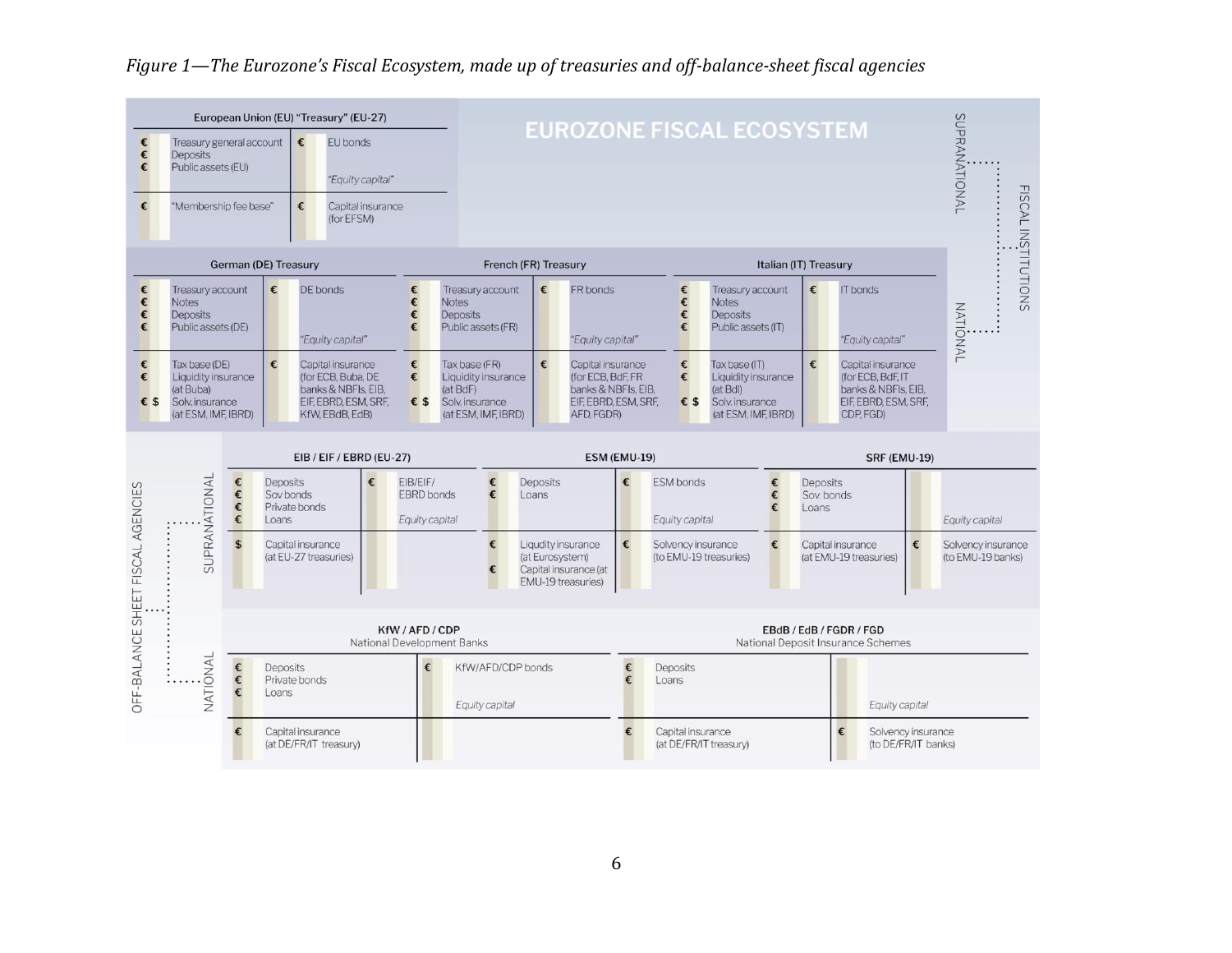*Figure 1—The Eurozone's Fiscal Ecosystem, made up of treasuries and off-balance-sheet fiscal agencies*

**EUROZONE FISCAL ECOSYSTEM**

**FISCAL INSTITUTIONS**

**SUPRANATIONAL**

**European Union (EU) "Treasury" (EU-27)**

| | Assets | | Liabilities |
|---|---|---|---|
| € | Treasury general account | € | EU bonds |
| € | Deposits | | |
| € | Public assets (EU) | | *"Equity capital"* |
| € | "Membership fee base" | € | Capital insurance (for EFSM) |

**NATIONAL**

**German (DE) Treasury**

| | Assets | | Liabilities |
|---|---|---|---|
| € | Treasury account | € | DE bonds |
| € | Notes | | |
| € | Deposits | | |
| € | Public assets (DE) | | *"Equity capital"* |
| € | Tax base (DE) | € | Capital insurance (for ECB, Buba, DE banks & NBFIs, EIB, EIF, EBRD, ESM, SRF, KfW, EBdB, EdB) |
| € | Liquidity insurance (at Buba) | | |
| € $ | Solv. insurance (at ESM, IMF, IBRD) | | |

**French (FR) Treasury**

| | Assets | | Liabilities |
|---|---|---|---|
| € | Treasury account | € | FR bonds |
| € | Notes | | |
| € | Deposits | | |
| € | Public assets (FR) | | *"Equity capital"* |
| € | Tax base (FR) | € | Capital insurance (for ECB, BdF, FR banks & NBFIs, EIB, EIF, EBRD, ESM, SRF, AFD, FGDR) |
| € | Liquidity insurance (at BdF) | | |
| € $ | Solv. insurance (at ESM, IMF, IBRD) | | |

**Italian (IT) Treasury**

| | Assets | | Liabilities |
|---|---|---|---|
| € | Treasury account | € | IT bonds |
| € | Notes | | |
| € | Deposits | | |
| € | Public assets (IT) | | *"Equity capital"* |
| € | Tax base (IT) | € | Capital insurance (for ECB, BdF, IT banks & NBFIs, EIB, EIF, EBRD, ESM, SRF, CDP, FGD) |
| € | Liquidity insurance (at BdI) | | |
| € $ | Solv. insurance (at ESM, IMF, IBRD) | | |

**OFF-BALANCE SHEET FISCAL AGENCIES**

**SUPRANATIONAL**

**EIB / EIF / EBRD (EU-27)**

| | Assets | | Liabilities |
|---|---|---|---|
| € | Deposits | € | EIB/EIF/EBRD bonds |
| € | Sov bonds | | |
| € | Private bonds | | |
| € | Loans | | *Equity capital* |
| $ | Capital insurance (at EU-27 treasuries) | | |

**ESM (EMU-19)**

| | Assets | | Liabilities |
|---|---|---|---|
| € | Deposits | € | ESM bonds |
| € | Loans | | *Equity capital* |
| € | Liquidity insurance (at Eurosystem) | € | Solvency insurance (to EMU-19 treasuries) |
| € | Capital insurance (at EMU-19 treasuries) | | |

**SRF (EMU-19)**

| | Assets | | Liabilities |
|---|---|---|---|
| € | Deposits | | |
| € | Sov. bonds | | |
| € | Loans | | *Equity capital* |
| € | Capital insurance (at EMU-19 treasuries) | € | Solvency insurance (to EMU-19 banks) |

**NATIONAL**

**KfW / AFD / CDP**
National Development Banks

| | Assets | | Liabilities |
|---|---|---|---|
| € | Deposits | € | KfW/AFD/CDP bonds |
| € | Private bonds | | |
| € | Loans | | *Equity capital* |
| € | Capital insurance (at DE/FR/IT treasury) | | |

**EBdB / EdB / FGDR / FGD**
National Deposit Insurance Schemes

| | Assets | | Liabilities |
|---|---|---|---|
| € | Deposits | | |
| € | Loans | | *Equity capital* |
| € | Capital insurance (at DE/FR/IT treasury) | € | Solvency insurance (to DE/FR/IT banks) |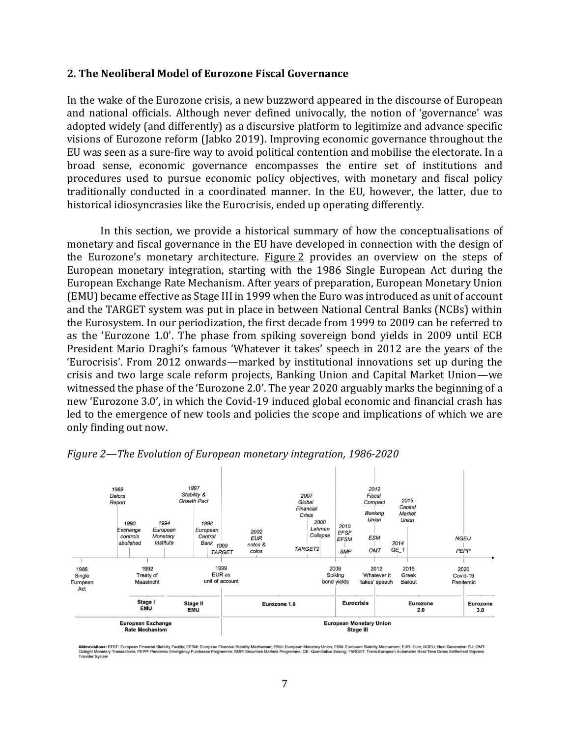## 2. The Neoliberal Model of Eurozone Fiscal Governance

In the wake of the Eurozone crisis, a new buzzword appeared in the discourse of European and national officials. Although never defined univocally, the notion of 'governance' was adopted widely (and differently) as a discursive platform to legitimize and advance specific visions of Eurozone reform (Jabko 2019). Improving economic governance throughout the EU was seen as a sure-fire way to avoid political contention and mobilise the electorate. In a broad sense, economic governance encompasses the entire set of institutions and procedures used to pursue economic policy objectives, with monetary and fiscal policy traditionally conducted in a coordinated manner. In the EU, however, the latter, due to historical idiosyncrasies like the Eurocrisis, ended up operating differently.

In this section, we provide a historical summary of how the conceptualisations of monetary and fiscal governance in the EU have developed in connection with the design of the Eurozone's monetary architecture. Figure 2 provides an overview on the steps of European monetary integration, starting with the 1986 Single European Act during the European Exchange Rate Mechanism. After years of preparation, European Monetary Union (EMU) became effective as Stage III in 1999 when the Euro was introduced as unit of account and the TARGET system was put in place in between National Central Banks (NCBs) within the Eurosystem. In our periodization, the first decade from 1999 to 2009 can be referred to as the 'Eurozone 1.0'. The phase from spiking sovereign bond yields in 2009 until ECB President Mario Draghi's famous 'Whatever it takes' speech in 2012 are the years of the 'Eurocrisis'. From 2012 onwards—marked by institutional innovations set up during the crisis and two large scale reform projects, Banking Union and Capital Market Union—we witnessed the phase of the 'Eurozone 2.0'. The year 2020 arguably marks the beginning of a new 'Eurozone 3.0', in which the Covid-19 induced global economic and financial crash has led to the emergence of new tools and policies the scope and implications of which we are only finding out now.

*Figure 2—The Evolution of European monetary integration, 1986-2020*

**Abbreviations:** EFSF: European Financial Stability Facility; EFSM: European Financial Stability Mechanism; EMU: European Monetary Union; ESM: European Stability Mechanism; EUR: Euro; NGEU: Next Generation EU; OMT: Outright Monetary Transactions; PEPP: Pandemic Emergency Purchases Programme; SMP: Securities Markets Programme; QE: Quantitative Easing; TARGET: Trans-European Automated Real-Time Gross Settlement Express Transfer System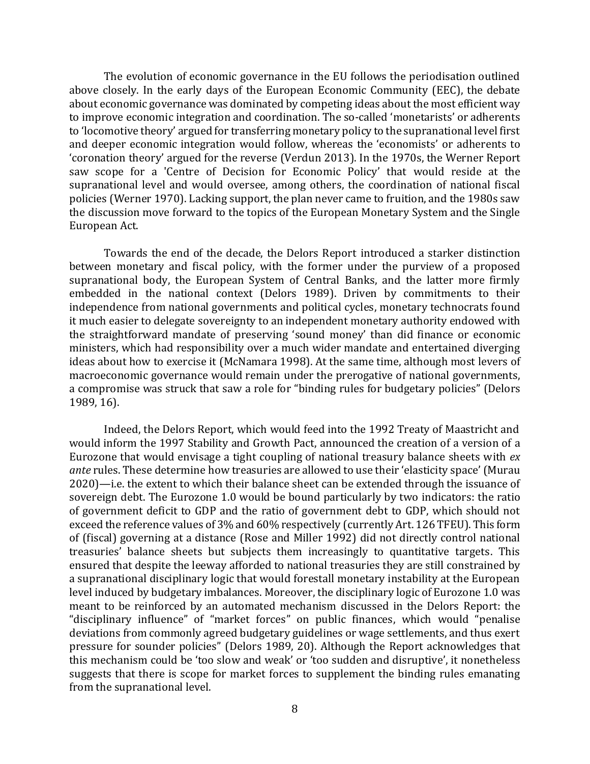The evolution of economic governance in the EU follows the periodisation outlined above closely. In the early days of the European Economic Community (EEC), the debate about economic governance was dominated by competing ideas about the most efficient way to improve economic integration and coordination. The so-called 'monetarists' or adherents to 'locomotive theory' argued for transferring monetary policy to the supranational level first and deeper economic integration would follow, whereas the 'economists' or adherents to 'coronation theory' argued for the reverse (Verdun 2013). In the 1970s, the Werner Report saw scope for a 'Centre of Decision for Economic Policy' that would reside at the supranational level and would oversee, among others, the coordination of national fiscal policies (Werner 1970). Lacking support, the plan never came to fruition, and the 1980s saw the discussion move forward to the topics of the European Monetary System and the Single European Act.

Towards the end of the decade, the Delors Report introduced a starker distinction between monetary and fiscal policy, with the former under the purview of a proposed supranational body, the European System of Central Banks, and the latter more firmly embedded in the national context (Delors 1989). Driven by commitments to their independence from national governments and political cycles, monetary technocrats found it much easier to delegate sovereignty to an independent monetary authority endowed with the straightforward mandate of preserving 'sound money' than did finance or economic ministers, which had responsibility over a much wider mandate and entertained diverging ideas about how to exercise it (McNamara 1998). At the same time, although most levers of macroeconomic governance would remain under the prerogative of national governments, a compromise was struck that saw a role for "binding rules for budgetary policies" (Delors 1989, 16).

Indeed, the Delors Report, which would feed into the 1992 Treaty of Maastricht and would inform the 1997 Stability and Growth Pact, announced the creation of a version of a Eurozone that would envisage a tight coupling of national treasury balance sheets with *ex ante* rules. These determine how treasuries are allowed to use their 'elasticity space' (Murau 2020)—i.e. the extent to which their balance sheet can be extended through the issuance of sovereign debt. The Eurozone 1.0 would be bound particularly by two indicators: the ratio of government deficit to GDP and the ratio of government debt to GDP, which should not exceed the reference values of 3% and 60% respectively (currently Art. 126 TFEU). This form of (fiscal) governing at a distance (Rose and Miller 1992) did not directly control national treasuries' balance sheets but subjects them increasingly to quantitative targets. This ensured that despite the leeway afforded to national treasuries they are still constrained by a supranational disciplinary logic that would forestall monetary instability at the European level induced by budgetary imbalances. Moreover, the disciplinary logic of Eurozone 1.0 was meant to be reinforced by an automated mechanism discussed in the Delors Report: the "disciplinary influence" of "market forces" on public finances, which would "penalise deviations from commonly agreed budgetary guidelines or wage settlements, and thus exert pressure for sounder policies" (Delors 1989, 20). Although the Report acknowledges that this mechanism could be 'too slow and weak' or 'too sudden and disruptive', it nonetheless suggests that there is scope for market forces to supplement the binding rules emanating from the supranational level.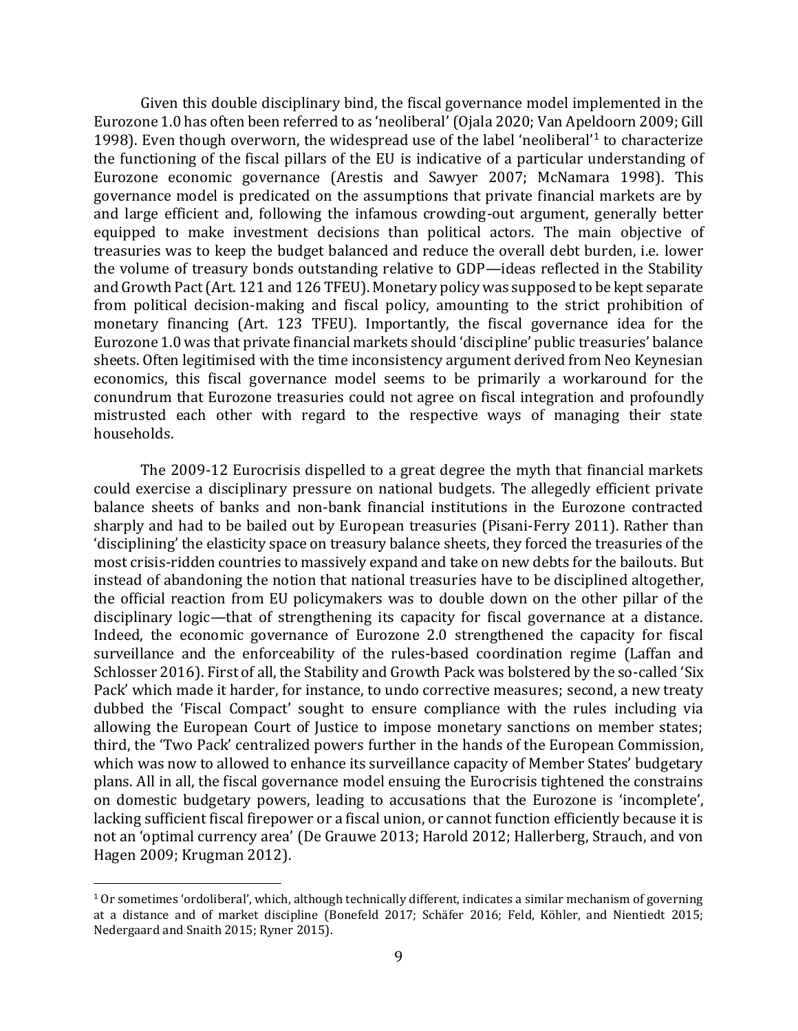Given this double disciplinary bind, the fiscal governance model implemented in the Eurozone 1.0 has often been referred to as 'neoliberal' (Ojala 2020; Van Apeldoorn 2009; Gill 1998). Even though overworn, the widespread use of the label 'neoliberal'[1] to characterize the functioning of the fiscal pillars of the EU is indicative of a particular understanding of Eurozone economic governance (Arestis and Sawyer 2007; McNamara 1998). This governance model is predicated on the assumptions that private financial markets are by and large efficient and, following the infamous crowding-out argument, generally better equipped to make investment decisions than political actors. The main objective of treasuries was to keep the budget balanced and reduce the overall debt burden, i.e. lower the volume of treasury bonds outstanding relative to GDP—ideas reflected in the Stability and Growth Pact (Art. 121 and 126 TFEU). Monetary policy was supposed to be kept separate from political decision-making and fiscal policy, amounting to the strict prohibition of monetary financing (Art. 123 TFEU). Importantly, the fiscal governance idea for the Eurozone 1.0 was that private financial markets should 'discipline' public treasuries' balance sheets. Often legitimised with the time inconsistency argument derived from Neo Keynesian economics, this fiscal governance model seems to be primarily a workaround for the conundrum that Eurozone treasuries could not agree on fiscal integration and profoundly mistrusted each other with regard to the respective ways of managing their state households.

The 2009-12 Eurocrisis dispelled to a great degree the myth that financial markets could exercise a disciplinary pressure on national budgets. The allegedly efficient private balance sheets of banks and non-bank financial institutions in the Eurozone contracted sharply and had to be bailed out by European treasuries (Pisani-Ferry 2011). Rather than 'disciplining' the elasticity space on treasury balance sheets, they forced the treasuries of the most crisis-ridden countries to massively expand and take on new debts for the bailouts. But instead of abandoning the notion that national treasuries have to be disciplined altogether, the official reaction from EU policymakers was to double down on the other pillar of the disciplinary logic—that of strengthening its capacity for fiscal governance at a distance. Indeed, the economic governance of Eurozone 2.0 strengthened the capacity for fiscal surveillance and the enforceability of the rules-based coordination regime (Laffan and Schlosser 2016). First of all, the Stability and Growth Pack was bolstered by the so-called 'Six Pack' which made it harder, for instance, to undo corrective measures; second, a new treaty dubbed the 'Fiscal Compact' sought to ensure compliance with the rules including via allowing the European Court of Justice to impose monetary sanctions on member states; third, the 'Two Pack' centralized powers further in the hands of the European Commission, which was now to allowed to enhance its surveillance capacity of Member States' budgetary plans. All in all, the fiscal governance model ensuing the Eurocrisis tightened the constrains on domestic budgetary powers, leading to accusations that the Eurozone is 'incomplete', lacking sufficient fiscal firepower or a fiscal union, or cannot function efficiently because it is not an 'optimal currency area' (De Grauwe 2013; Harold 2012; Hallerberg, Strauch, and von Hagen 2009; Krugman 2012).

---

[1] Or sometimes 'ordoliberal', which, although technically different, indicates a similar mechanism of governing at a distance and of market discipline (Bonefeld 2017; Schäfer 2016; Feld, Köhler, and Nientiedt 2015; Nedergaard and Snaith 2015; Ryner 2015).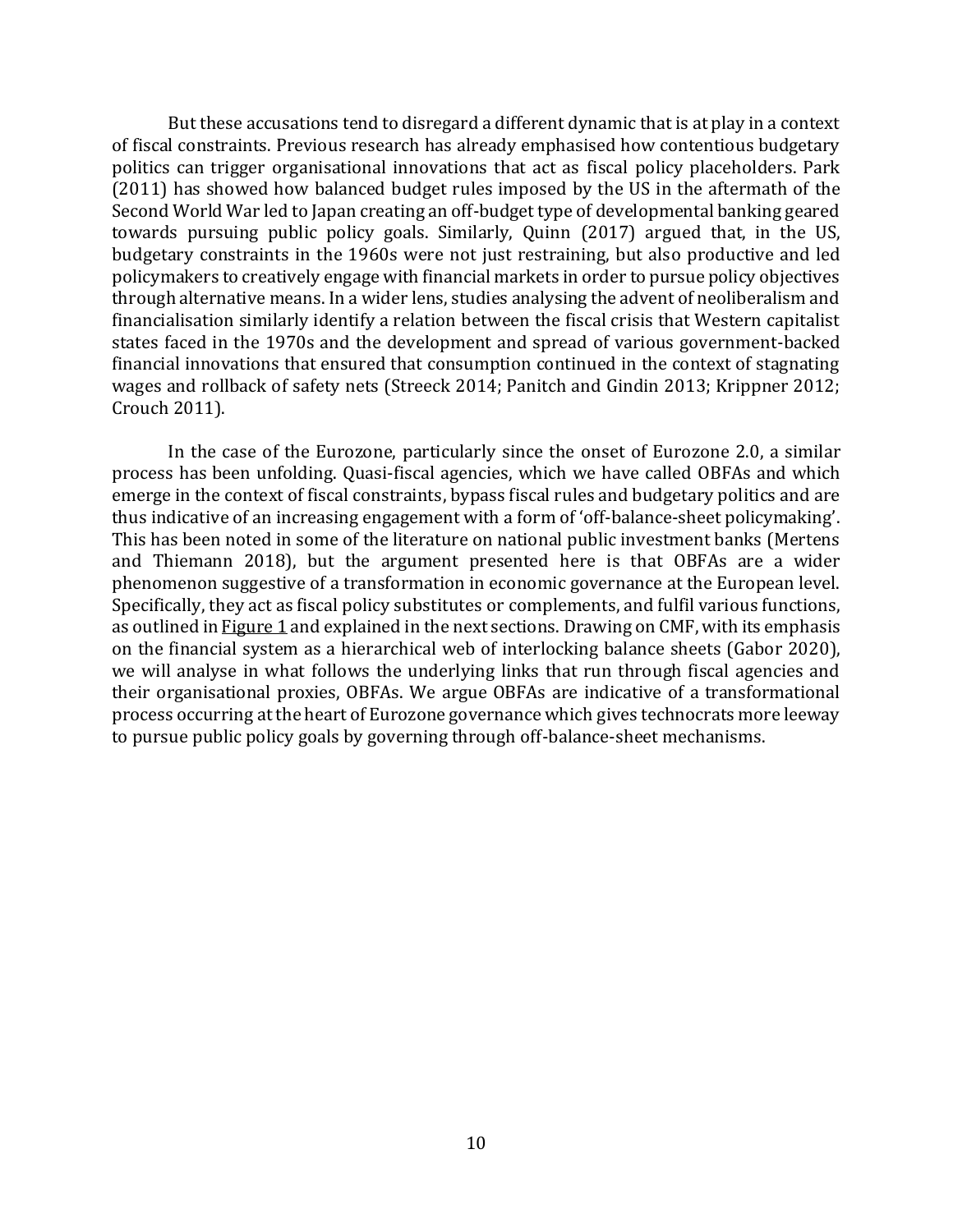But these accusations tend to disregard a different dynamic that is at play in a context of fiscal constraints. Previous research has already emphasised how contentious budgetary politics can trigger organisational innovations that act as fiscal policy placeholders. Park (2011) has showed how balanced budget rules imposed by the US in the aftermath of the Second World War led to Japan creating an off-budget type of developmental banking geared towards pursuing public policy goals. Similarly, Quinn (2017) argued that, in the US, budgetary constraints in the 1960s were not just restraining, but also productive and led policymakers to creatively engage with financial markets in order to pursue policy objectives through alternative means. In a wider lens, studies analysing the advent of neoliberalism and financialisation similarly identify a relation between the fiscal crisis that Western capitalist states faced in the 1970s and the development and spread of various government-backed financial innovations that ensured that consumption continued in the context of stagnating wages and rollback of safety nets (Streeck 2014; Panitch and Gindin 2013; Krippner 2012; Crouch 2011).

In the case of the Eurozone, particularly since the onset of Eurozone 2.0, a similar process has been unfolding. Quasi-fiscal agencies, which we have called OBFAs and which emerge in the context of fiscal constraints, bypass fiscal rules and budgetary politics and are thus indicative of an increasing engagement with a form of 'off-balance-sheet policymaking'. This has been noted in some of the literature on national public investment banks (Mertens and Thiemann 2018), but the argument presented here is that OBFAs are a wider phenomenon suggestive of a transformation in economic governance at the European level. Specifically, they act as fiscal policy substitutes or complements, and fulfil various functions, as outlined in Figure 1 and explained in the next sections. Drawing on CMF, with its emphasis on the financial system as a hierarchical web of interlocking balance sheets (Gabor 2020), we will analyse in what follows the underlying links that run through fiscal agencies and their organisational proxies, OBFAs. We argue OBFAs are indicative of a transformational process occurring at the heart of Eurozone governance which gives technocrats more leeway to pursue public policy goals by governing through off-balance-sheet mechanisms.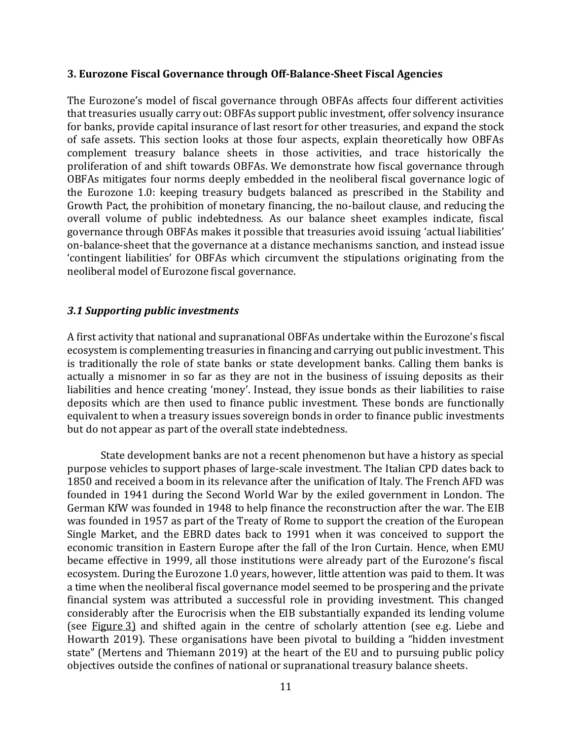## 3. Eurozone Fiscal Governance through Off-Balance-Sheet Fiscal Agencies

The Eurozone's model of fiscal governance through OBFAs affects four different activities that treasuries usually carry out: OBFAs support public investment, offer solvency insurance for banks, provide capital insurance of last resort for other treasuries, and expand the stock of safe assets. This section looks at those four aspects, explain theoretically how OBFAs complement treasury balance sheets in those activities, and trace historically the proliferation of and shift towards OBFAs. We demonstrate how fiscal governance through OBFAs mitigates four norms deeply embedded in the neoliberal fiscal governance logic of the Eurozone 1.0: keeping treasury budgets balanced as prescribed in the Stability and Growth Pact, the prohibition of monetary financing, the no-bailout clause, and reducing the overall volume of public indebtedness. As our balance sheet examples indicate, fiscal governance through OBFAs makes it possible that treasuries avoid issuing 'actual liabilities' on-balance-sheet that the governance at a distance mechanisms sanction, and instead issue 'contingent liabilities' for OBFAs which circumvent the stipulations originating from the neoliberal model of Eurozone fiscal governance.

### *3.1 Supporting public investments*

A first activity that national and supranational OBFAs undertake within the Eurozone's fiscal ecosystem is complementing treasuries in financing and carrying out public investment. This is traditionally the role of state banks or state development banks. Calling them banks is actually a misnomer in so far as they are not in the business of issuing deposits as their liabilities and hence creating 'money'. Instead, they issue bonds as their liabilities to raise deposits which are then used to finance public investment. These bonds are functionally equivalent to when a treasury issues sovereign bonds in order to finance public investments but do not appear as part of the overall state indebtedness.

State development banks are not a recent phenomenon but have a history as special purpose vehicles to support phases of large-scale investment. The Italian CPD dates back to 1850 and received a boom in its relevance after the unification of Italy. The French AFD was founded in 1941 during the Second World War by the exiled government in London. The German KfW was founded in 1948 to help finance the reconstruction after the war. The EIB was founded in 1957 as part of the Treaty of Rome to support the creation of the European Single Market, and the EBRD dates back to 1991 when it was conceived to support the economic transition in Eastern Europe after the fall of the Iron Curtain. Hence, when EMU became effective in 1999, all those institutions were already part of the Eurozone's fiscal ecosystem. During the Eurozone 1.0 years, however, little attention was paid to them. It was a time when the neoliberal fiscal governance model seemed to be prospering and the private financial system was attributed a successful role in providing investment. This changed considerably after the Eurocrisis when the EIB substantially expanded its lending volume (see Figure 3) and shifted again in the centre of scholarly attention (see e.g. Liebe and Howarth 2019). These organisations have been pivotal to building a "hidden investment state" (Mertens and Thiemann 2019) at the heart of the EU and to pursuing public policy objectives outside the confines of national or supranational treasury balance sheets.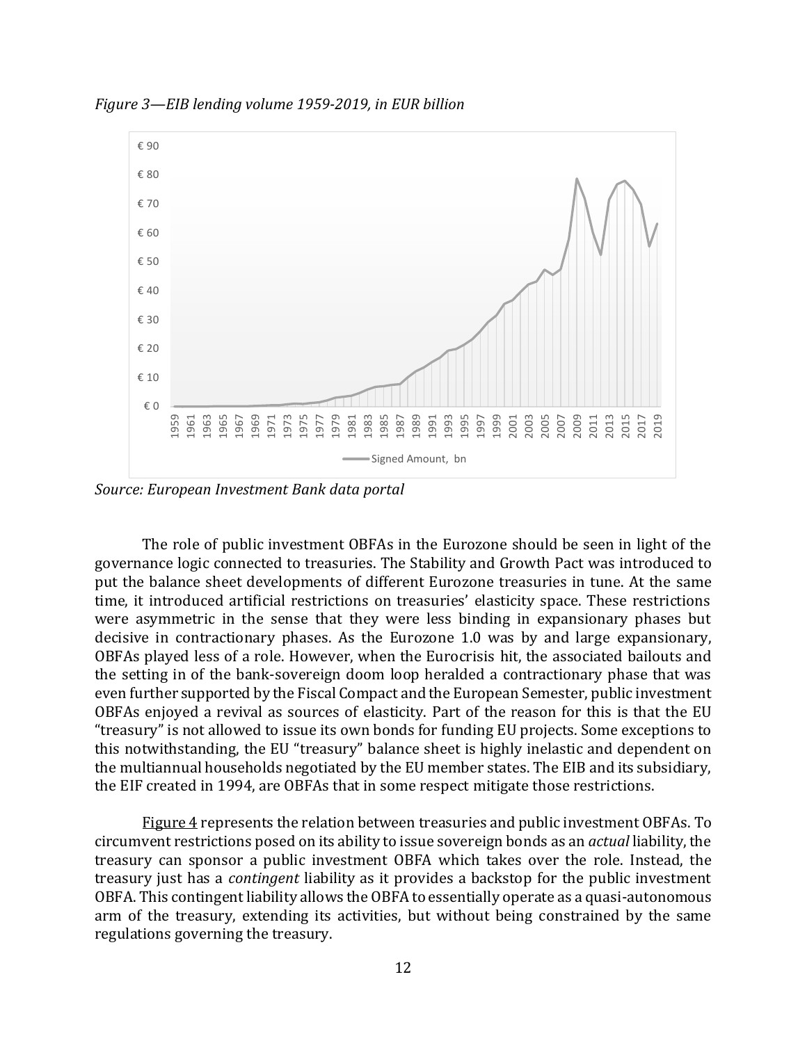*Figure 3—EIB lending volume 1959-2019, in EUR billion*

*Source: European Investment Bank data portal*

The role of public investment OBFAs in the Eurozone should be seen in light of the governance logic connected to treasuries. The Stability and Growth Pact was introduced to put the balance sheet developments of different Eurozone treasuries in tune. At the same time, it introduced artificial restrictions on treasuries' elasticity space. These restrictions were asymmetric in the sense that they were less binding in expansionary phases but decisive in contractionary phases. As the Eurozone 1.0 was by and large expansionary, OBFAs played less of a role. However, when the Eurocrisis hit, the associated bailouts and the setting in of the bank-sovereign doom loop heralded a contractionary phase that was even further supported by the Fiscal Compact and the European Semester, public investment OBFAs enjoyed a revival as sources of elasticity. Part of the reason for this is that the EU "treasury" is not allowed to issue its own bonds for funding EU projects. Some exceptions to this notwithstanding, the EU "treasury" balance sheet is highly inelastic and dependent on the multiannual households negotiated by the EU member states. The EIB and its subsidiary, the EIF created in 1994, are OBFAs that in some respect mitigate those restrictions.

Figure 4 represents the relation between treasuries and public investment OBFAs. To circumvent restrictions posed on its ability to issue sovereign bonds as an *actual* liability, the treasury can sponsor a public investment OBFA which takes over the role. Instead, the treasury just has a *contingent* liability as it provides a backstop for the public investment OBFA. This contingent liability allows the OBFA to essentially operate as a quasi-autonomous arm of the treasury, extending its activities, but without being constrained by the same regulations governing the treasury.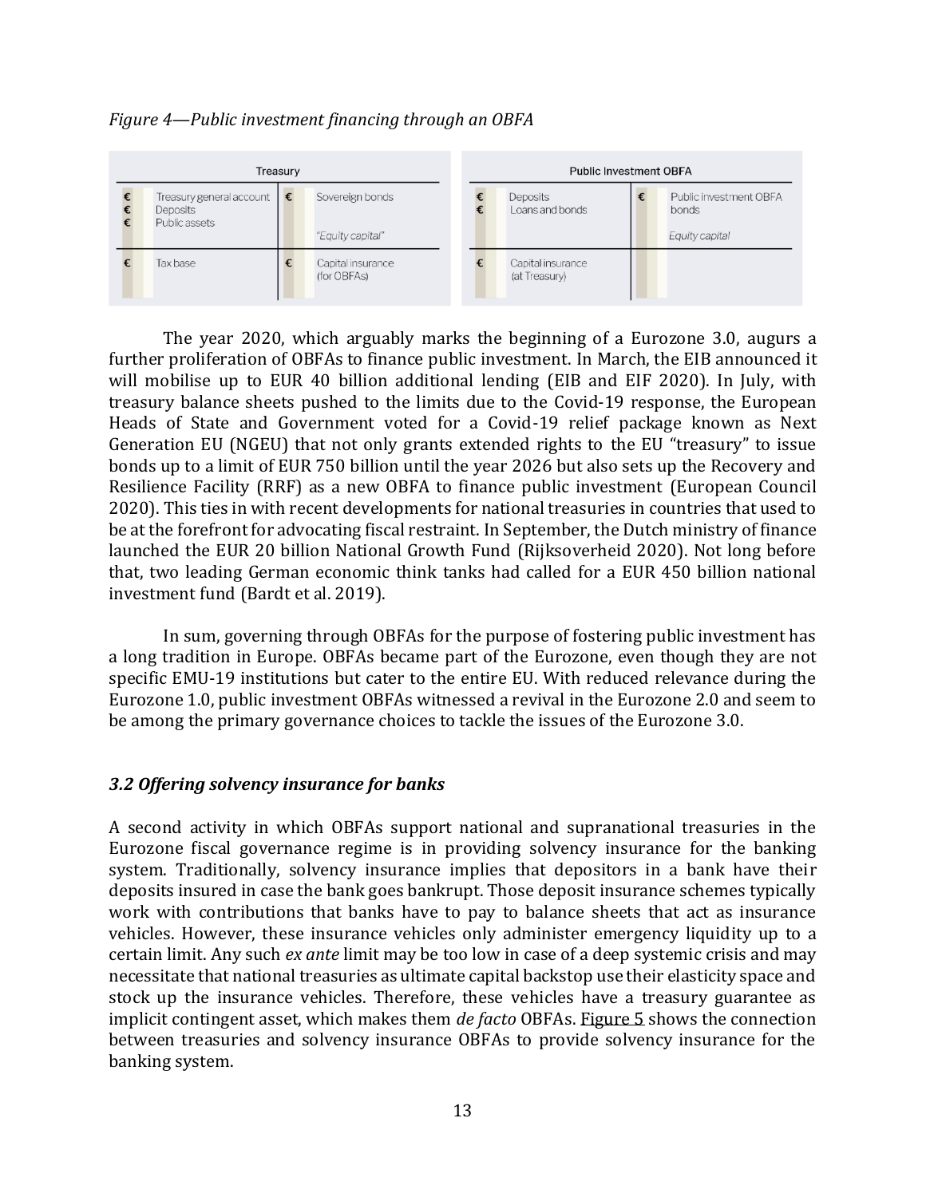*Figure 4—Public investment financing through an OBFA*

| Treasury | | | |
|---|---|---|---|
| € | Treasury general account | € | Sovereign bonds |
| € | Deposits | | |
| € | Public assets | | "Equity capital" |
| € | Tax base | € | Capital insurance (for OBFAs) |

| Public Investment OBFA | | | |
|---|---|---|---|
| € | Deposits | € | Public investment OBFA bonds |
| € | Loans and bonds | | Equity capital |
| € | Capital insurance (at Treasury) | | |

The year 2020, which arguably marks the beginning of a Eurozone 3.0, augurs a further proliferation of OBFAs to finance public investment. In March, the EIB announced it will mobilise up to EUR 40 billion additional lending (EIB and EIF 2020). In July, with treasury balance sheets pushed to the limits due to the Covid-19 response, the European Heads of State and Government voted for a Covid-19 relief package known as Next Generation EU (NGEU) that not only grants extended rights to the EU "treasury" to issue bonds up to a limit of EUR 750 billion until the year 2026 but also sets up the Recovery and Resilience Facility (RRF) as a new OBFA to finance public investment (European Council 2020). This ties in with recent developments for national treasuries in countries that used to be at the forefront for advocating fiscal restraint. In September, the Dutch ministry of finance launched the EUR 20 billion National Growth Fund (Rijksoverheid 2020). Not long before that, two leading German economic think tanks had called for a EUR 450 billion national investment fund (Bardt et al. 2019).

In sum, governing through OBFAs for the purpose of fostering public investment has a long tradition in Europe. OBFAs became part of the Eurozone, even though they are not specific EMU-19 institutions but cater to the entire EU. With reduced relevance during the Eurozone 1.0, public investment OBFAs witnessed a revival in the Eurozone 2.0 and seem to be among the primary governance choices to tackle the issues of the Eurozone 3.0.

### *3.2 Offering solvency insurance for banks*

A second activity in which OBFAs support national and supranational treasuries in the Eurozone fiscal governance regime is in providing solvency insurance for the banking system. Traditionally, solvency insurance implies that depositors in a bank have their deposits insured in case the bank goes bankrupt. Those deposit insurance schemes typically work with contributions that banks have to pay to balance sheets that act as insurance vehicles. However, these insurance vehicles only administer emergency liquidity up to a certain limit. Any such *ex ante* limit may be too low in case of a deep systemic crisis and may necessitate that national treasuries as ultimate capital backstop use their elasticity space and stock up the insurance vehicles. Therefore, these vehicles have a treasury guarantee as implicit contingent asset, which makes them *de facto* OBFAs. Figure 5 shows the connection between treasuries and solvency insurance OBFAs to provide solvency insurance for the banking system.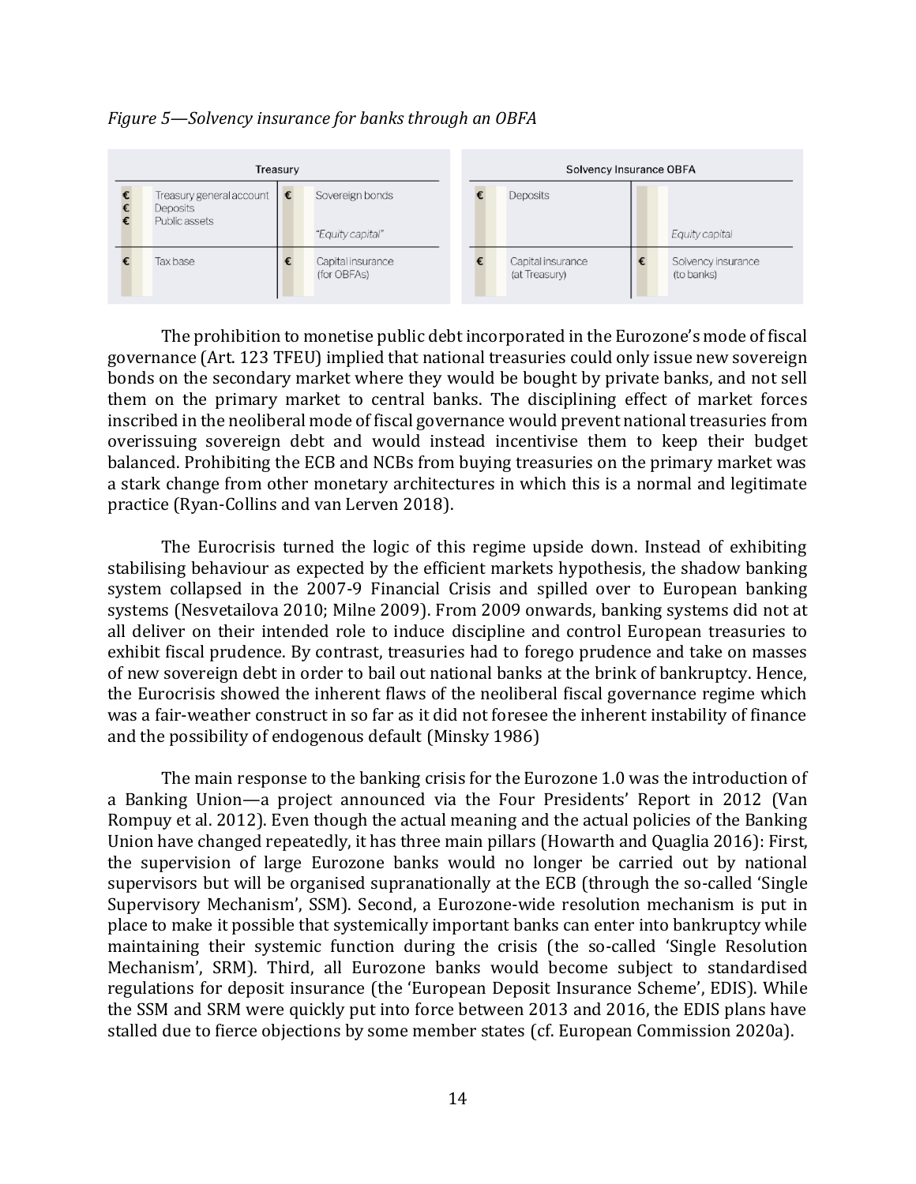*Figure 5—Solvency insurance for banks through an OBFA*

| Treasury | | Solvency Insurance OBFA | |
|---|---|---|---|
| € Treasury general account<br>€ Deposits<br>€ Public assets | € Sovereign bonds<br><br>"Equity capital" | € Deposits | <br><br>Equity capital |
| € Tax base | € Capital insurance (for OBFAs) | € Capital insurance (at Treasury) | € Solvency insurance (to banks) |

The prohibition to monetise public debt incorporated in the Eurozone's mode of fiscal governance (Art. 123 TFEU) implied that national treasuries could only issue new sovereign bonds on the secondary market where they would be bought by private banks, and not sell them on the primary market to central banks. The disciplining effect of market forces inscribed in the neoliberal mode of fiscal governance would prevent national treasuries from overissuing sovereign debt and would instead incentivise them to keep their budget balanced. Prohibiting the ECB and NCBs from buying treasuries on the primary market was a stark change from other monetary architectures in which this is a normal and legitimate practice (Ryan-Collins and van Lerven 2018).

The Eurocrisis turned the logic of this regime upside down. Instead of exhibiting stabilising behaviour as expected by the efficient markets hypothesis, the shadow banking system collapsed in the 2007-9 Financial Crisis and spilled over to European banking systems (Nesvetailova 2010; Milne 2009). From 2009 onwards, banking systems did not at all deliver on their intended role to induce discipline and control European treasuries to exhibit fiscal prudence. By contrast, treasuries had to forego prudence and take on masses of new sovereign debt in order to bail out national banks at the brink of bankruptcy. Hence, the Eurocrisis showed the inherent flaws of the neoliberal fiscal governance regime which was a fair-weather construct in so far as it did not foresee the inherent instability of finance and the possibility of endogenous default (Minsky 1986)

The main response to the banking crisis for the Eurozone 1.0 was the introduction of a Banking Union—a project announced via the Four Presidents' Report in 2012 (Van Rompuy et al. 2012). Even though the actual meaning and the actual policies of the Banking Union have changed repeatedly, it has three main pillars (Howarth and Quaglia 2016): First, the supervision of large Eurozone banks would no longer be carried out by national supervisors but will be organised supranationally at the ECB (through the so-called 'Single Supervisory Mechanism', SSM). Second, a Eurozone-wide resolution mechanism is put in place to make it possible that systemically important banks can enter into bankruptcy while maintaining their systemic function during the crisis (the so-called 'Single Resolution Mechanism', SRM). Third, all Eurozone banks would become subject to standardised regulations for deposit insurance (the 'European Deposit Insurance Scheme', EDIS). While the SSM and SRM were quickly put into force between 2013 and 2016, the EDIS plans have stalled due to fierce objections by some member states (cf. European Commission 2020a).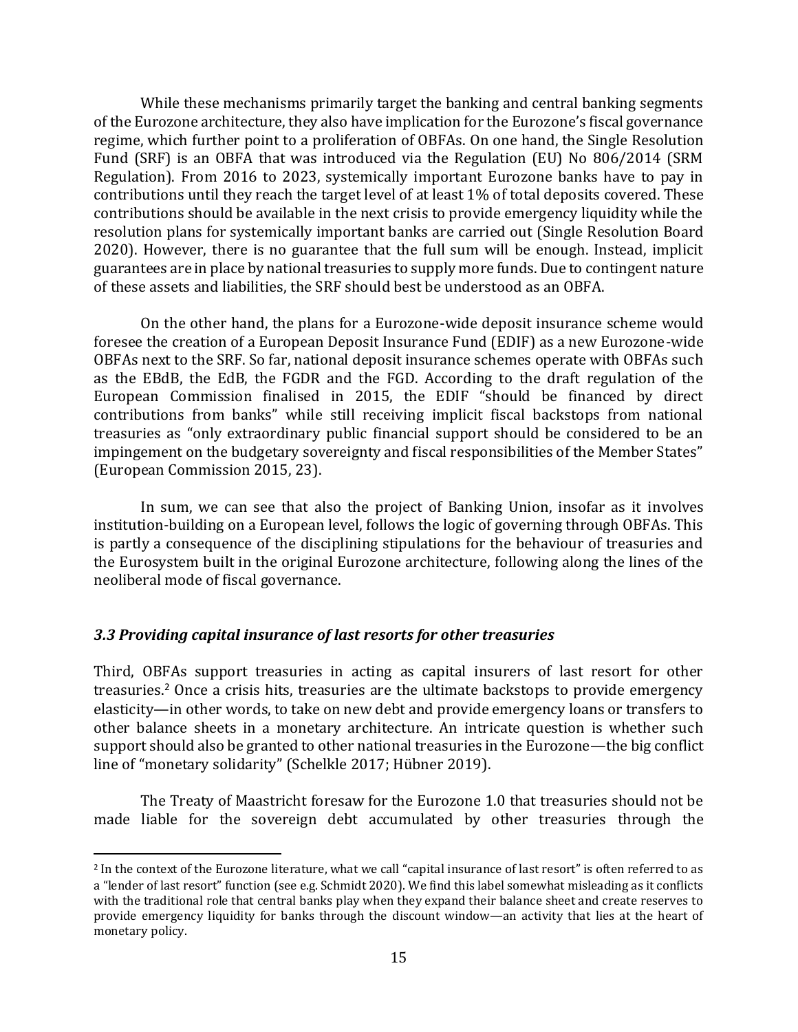While these mechanisms primarily target the banking and central banking segments of the Eurozone architecture, they also have implication for the Eurozone's fiscal governance regime, which further point to a proliferation of OBFAs. On one hand, the Single Resolution Fund (SRF) is an OBFA that was introduced via the Regulation (EU) No 806/2014 (SRM Regulation). From 2016 to 2023, systemically important Eurozone banks have to pay in contributions until they reach the target level of at least 1% of total deposits covered. These contributions should be available in the next crisis to provide emergency liquidity while the resolution plans for systemically important banks are carried out (Single Resolution Board 2020). However, there is no guarantee that the full sum will be enough. Instead, implicit guarantees are in place by national treasuries to supply more funds. Due to contingent nature of these assets and liabilities, the SRF should best be understood as an OBFA.

On the other hand, the plans for a Eurozone-wide deposit insurance scheme would foresee the creation of a European Deposit Insurance Fund (EDIF) as a new Eurozone-wide OBFAs next to the SRF. So far, national deposit insurance schemes operate with OBFAs such as the EBdB, the EdB, the FGDR and the FGD. According to the draft regulation of the European Commission finalised in 2015, the EDIF "should be financed by direct contributions from banks" while still receiving implicit fiscal backstops from national treasuries as "only extraordinary public financial support should be considered to be an impingement on the budgetary sovereignty and fiscal responsibilities of the Member States" (European Commission 2015, 23).

In sum, we can see that also the project of Banking Union, insofar as it involves institution-building on a European level, follows the logic of governing through OBFAs. This is partly a consequence of the disciplining stipulations for the behaviour of treasuries and the Eurosystem built in the original Eurozone architecture, following along the lines of the neoliberal mode of fiscal governance.

### *3.3 Providing capital insurance of last resorts for other treasuries*

Third, OBFAs support treasuries in acting as capital insurers of last resort for other treasuries.[2] Once a crisis hits, treasuries are the ultimate backstops to provide emergency elasticity—in other words, to take on new debt and provide emergency loans or transfers to other balance sheets in a monetary architecture. An intricate question is whether such support should also be granted to other national treasuries in the Eurozone—the big conflict line of "monetary solidarity" (Schelkle 2017; Hübner 2019).

The Treaty of Maastricht foresaw for the Eurozone 1.0 that treasuries should not be made liable for the sovereign debt accumulated by other treasuries through the

[2] In the context of the Eurozone literature, what we call "capital insurance of last resort" is often referred to as a "lender of last resort" function (see e.g. Schmidt 2020). We find this label somewhat misleading as it conflicts with the traditional role that central banks play when they expand their balance sheet and create reserves to provide emergency liquidity for banks through the discount window—an activity that lies at the heart of monetary policy.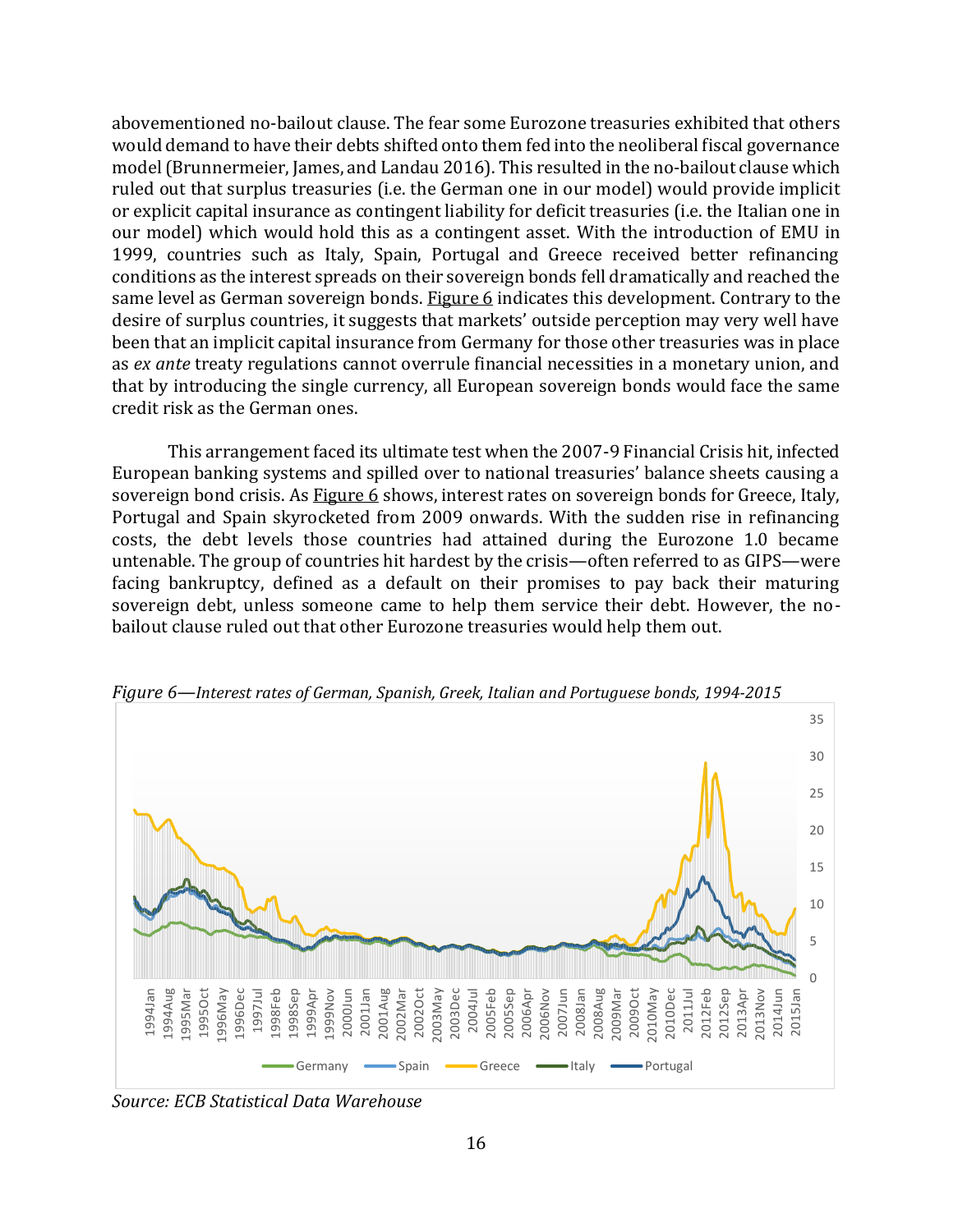abovementioned no-bailout clause. The fear some Eurozone treasuries exhibited that others would demand to have their debts shifted onto them fed into the neoliberal fiscal governance model (Brunnermeier, James, and Landau 2016). This resulted in the no-bailout clause which ruled out that surplus treasuries (i.e. the German one in our model) would provide implicit or explicit capital insurance as contingent liability for deficit treasuries (i.e. the Italian one in our model) which would hold this as a contingent asset. With the introduction of EMU in 1999, countries such as Italy, Spain, Portugal and Greece received better refinancing conditions as the interest spreads on their sovereign bonds fell dramatically and reached the same level as German sovereign bonds. Figure 6 indicates this development. Contrary to the desire of surplus countries, it suggests that markets' outside perception may very well have been that an implicit capital insurance from Germany for those other treasuries was in place as *ex ante* treaty regulations cannot overrule financial necessities in a monetary union, and that by introducing the single currency, all European sovereign bonds would face the same credit risk as the German ones.

This arrangement faced its ultimate test when the 2007-9 Financial Crisis hit, infected European banking systems and spilled over to national treasuries' balance sheets causing a sovereign bond crisis. As Figure 6 shows, interest rates on sovereign bonds for Greece, Italy, Portugal and Spain skyrocketed from 2009 onwards. With the sudden rise in refinancing costs, the debt levels those countries had attained during the Eurozone 1.0 became untenable. The group of countries hit hardest by the crisis—often referred to as GIPS—were facing bankruptcy, defined as a default on their promises to pay back their maturing sovereign debt, unless someone came to help them service their debt. However, the no-bailout clause ruled out that other Eurozone treasuries would help them out.

*Figure 6—Interest rates of German, Spanish, Greek, Italian and Portuguese bonds, 1994-2015*

*Source: ECB Statistical Data Warehouse*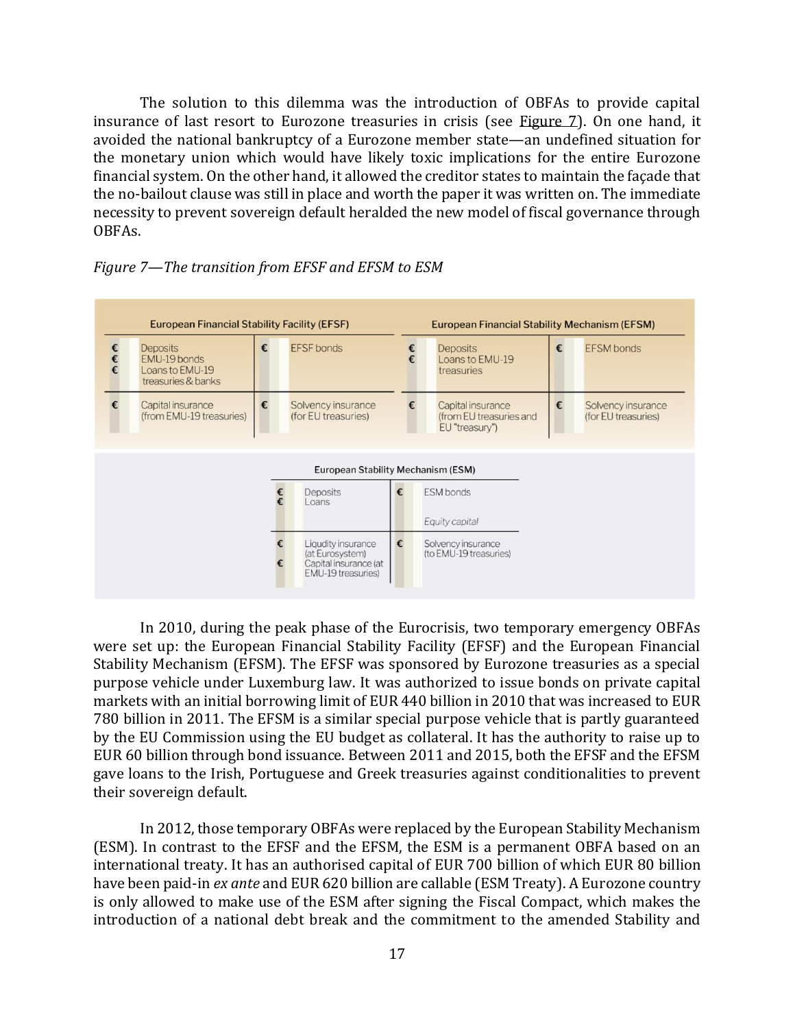The solution to this dilemma was the introduction of OBFAs to provide capital insurance of last resort to Eurozone treasuries in crisis (see Figure 7). On one hand, it avoided the national bankruptcy of a Eurozone member state—an undefined situation for the monetary union which would have likely toxic implications for the entire Eurozone financial system. On the other hand, it allowed the creditor states to maintain the façade that the no-bailout clause was still in place and worth the paper it was written on. The immediate necessity to prevent sovereign default heralded the new model of fiscal governance through OBFAs.

*Figure 7—The transition from EFSF and EFSM to ESM*

**European Financial Stability Facility (EFSF)**

| Assets | Liabilities |
|---|---|
| € Deposits<br>€ EMU-19 bonds<br>€ Loans to EMU-19 treasuries & banks | € EFSF bonds |
| € Capital insurance (from EMU-19 treasuries) | € Solvency insurance (for EU treasuries) |

**European Financial Stability Mechanism (EFSM)**

| Assets | Liabilities |
|---|---|
| € Deposits<br>€ Loans to EMU-19 treasuries | € EFSM bonds |
| € Capital insurance (from EU treasuries and EU "treasury") | € Solvency insurance (for EU treasuries) |

**European Stability Mechanism (ESM)**

| Assets | Liabilities |
|---|---|
| € Deposits<br>€ Loans | € ESM bonds<br>*Equity capital* |
| € Liqudity insurance (at Eurosystem)<br>€ Capital insurance (at EMU-19 treasuries) | € Solvency insurance (to EMU-19 treasuries) |

In 2010, during the peak phase of the Eurocrisis, two temporary emergency OBFAs were set up: the European Financial Stability Facility (EFSF) and the European Financial Stability Mechanism (EFSM). The EFSF was sponsored by Eurozone treasuries as a special purpose vehicle under Luxemburg law. It was authorized to issue bonds on private capital markets with an initial borrowing limit of EUR 440 billion in 2010 that was increased to EUR 780 billion in 2011. The EFSM is a similar special purpose vehicle that is partly guaranteed by the EU Commission using the EU budget as collateral. It has the authority to raise up to EUR 60 billion through bond issuance. Between 2011 and 2015, both the EFSF and the EFSM gave loans to the Irish, Portuguese and Greek treasuries against conditionalities to prevent their sovereign default.

In 2012, those temporary OBFAs were replaced by the European Stability Mechanism (ESM). In contrast to the EFSF and the EFSM, the ESM is a permanent OBFA based on an international treaty. It has an authorised capital of EUR 700 billion of which EUR 80 billion have been paid-in *ex ante* and EUR 620 billion are callable (ESM Treaty). A Eurozone country is only allowed to make use of the ESM after signing the Fiscal Compact, which makes the introduction of a national debt break and the commitment to the amended Stability and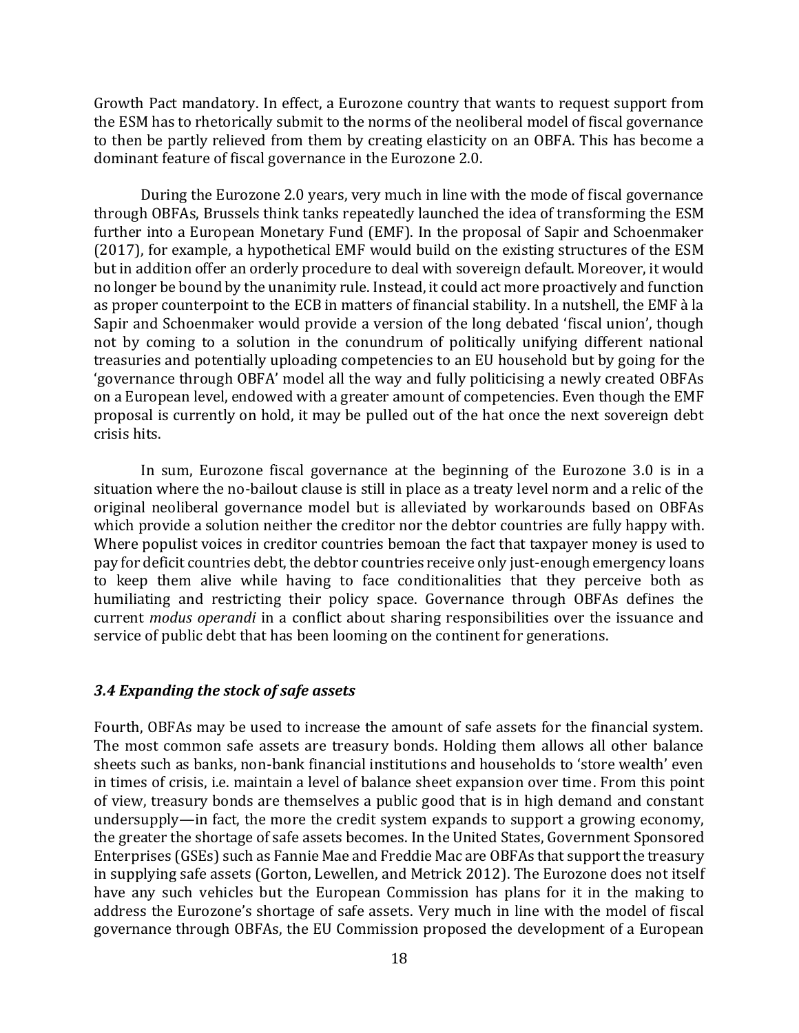Growth Pact mandatory. In effect, a Eurozone country that wants to request support from the ESM has to rhetorically submit to the norms of the neoliberal model of fiscal governance to then be partly relieved from them by creating elasticity on an OBFA. This has become a dominant feature of fiscal governance in the Eurozone 2.0.

During the Eurozone 2.0 years, very much in line with the mode of fiscal governance through OBFAs, Brussels think tanks repeatedly launched the idea of transforming the ESM further into a European Monetary Fund (EMF). In the proposal of Sapir and Schoenmaker (2017), for example, a hypothetical EMF would build on the existing structures of the ESM but in addition offer an orderly procedure to deal with sovereign default. Moreover, it would no longer be bound by the unanimity rule. Instead, it could act more proactively and function as proper counterpoint to the ECB in matters of financial stability. In a nutshell, the EMF à la Sapir and Schoenmaker would provide a version of the long debated 'fiscal union', though not by coming to a solution in the conundrum of politically unifying different national treasuries and potentially uploading competencies to an EU household but by going for the 'governance through OBFA' model all the way and fully politicising a newly created OBFAs on a European level, endowed with a greater amount of competencies. Even though the EMF proposal is currently on hold, it may be pulled out of the hat once the next sovereign debt crisis hits.

In sum, Eurozone fiscal governance at the beginning of the Eurozone 3.0 is in a situation where the no-bailout clause is still in place as a treaty level norm and a relic of the original neoliberal governance model but is alleviated by workarounds based on OBFAs which provide a solution neither the creditor nor the debtor countries are fully happy with. Where populist voices in creditor countries bemoan the fact that taxpayer money is used to pay for deficit countries debt, the debtor countries receive only just-enough emergency loans to keep them alive while having to face conditionalities that they perceive both as humiliating and restricting their policy space. Governance through OBFAs defines the current *modus operandi* in a conflict about sharing responsibilities over the issuance and service of public debt that has been looming on the continent for generations.

### *3.4 Expanding the stock of safe assets*

Fourth, OBFAs may be used to increase the amount of safe assets for the financial system. The most common safe assets are treasury bonds. Holding them allows all other balance sheets such as banks, non-bank financial institutions and households to 'store wealth' even in times of crisis, i.e. maintain a level of balance sheet expansion over time. From this point of view, treasury bonds are themselves a public good that is in high demand and constant undersupply—in fact, the more the credit system expands to support a growing economy, the greater the shortage of safe assets becomes. In the United States, Government Sponsored Enterprises (GSEs) such as Fannie Mae and Freddie Mac are OBFAs that support the treasury in supplying safe assets (Gorton, Lewellen, and Metrick 2012). The Eurozone does not itself have any such vehicles but the European Commission has plans for it in the making to address the Eurozone's shortage of safe assets. Very much in line with the model of fiscal governance through OBFAs, the EU Commission proposed the development of a European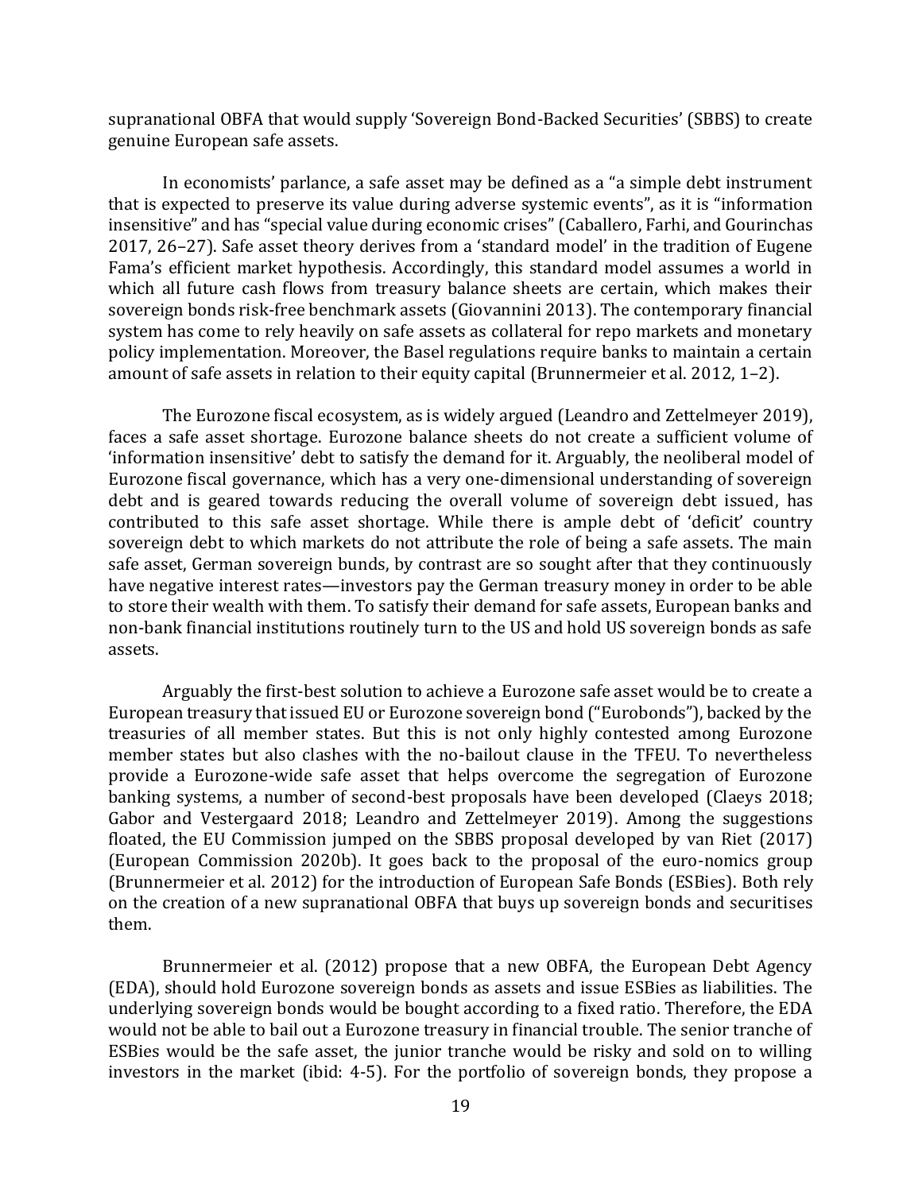supranational OBFA that would supply 'Sovereign Bond-Backed Securities' (SBBS) to create genuine European safe assets.

In economists' parlance, a safe asset may be defined as a "a simple debt instrument that is expected to preserve its value during adverse systemic events", as it is "information insensitive" and has "special value during economic crises" (Caballero, Farhi, and Gourinchas 2017, 26–27). Safe asset theory derives from a 'standard model' in the tradition of Eugene Fama's efficient market hypothesis. Accordingly, this standard model assumes a world in which all future cash flows from treasury balance sheets are certain, which makes their sovereign bonds risk-free benchmark assets (Giovannini 2013). The contemporary financial system has come to rely heavily on safe assets as collateral for repo markets and monetary policy implementation. Moreover, the Basel regulations require banks to maintain a certain amount of safe assets in relation to their equity capital (Brunnermeier et al. 2012, 1–2).

The Eurozone fiscal ecosystem, as is widely argued (Leandro and Zettelmeyer 2019), faces a safe asset shortage. Eurozone balance sheets do not create a sufficient volume of 'information insensitive' debt to satisfy the demand for it. Arguably, the neoliberal model of Eurozone fiscal governance, which has a very one-dimensional understanding of sovereign debt and is geared towards reducing the overall volume of sovereign debt issued, has contributed to this safe asset shortage. While there is ample debt of 'deficit' country sovereign debt to which markets do not attribute the role of being a safe assets. The main safe asset, German sovereign bunds, by contrast are so sought after that they continuously have negative interest rates—investors pay the German treasury money in order to be able to store their wealth with them. To satisfy their demand for safe assets, European banks and non-bank financial institutions routinely turn to the US and hold US sovereign bonds as safe assets.

Arguably the first-best solution to achieve a Eurozone safe asset would be to create a European treasury that issued EU or Eurozone sovereign bond ("Eurobonds"), backed by the treasuries of all member states. But this is not only highly contested among Eurozone member states but also clashes with the no-bailout clause in the TFEU. To nevertheless provide a Eurozone-wide safe asset that helps overcome the segregation of Eurozone banking systems, a number of second-best proposals have been developed (Claeys 2018; Gabor and Vestergaard 2018; Leandro and Zettelmeyer 2019). Among the suggestions floated, the EU Commission jumped on the SBBS proposal developed by van Riet (2017) (European Commission 2020b). It goes back to the proposal of the euro-nomics group (Brunnermeier et al. 2012) for the introduction of European Safe Bonds (ESBies). Both rely on the creation of a new supranational OBFA that buys up sovereign bonds and securitises them.

Brunnermeier et al. (2012) propose that a new OBFA, the European Debt Agency (EDA), should hold Eurozone sovereign bonds as assets and issue ESBies as liabilities. The underlying sovereign bonds would be bought according to a fixed ratio. Therefore, the EDA would not be able to bail out a Eurozone treasury in financial trouble. The senior tranche of ESBies would be the safe asset, the junior tranche would be risky and sold on to willing investors in the market (ibid: 4-5). For the portfolio of sovereign bonds, they propose a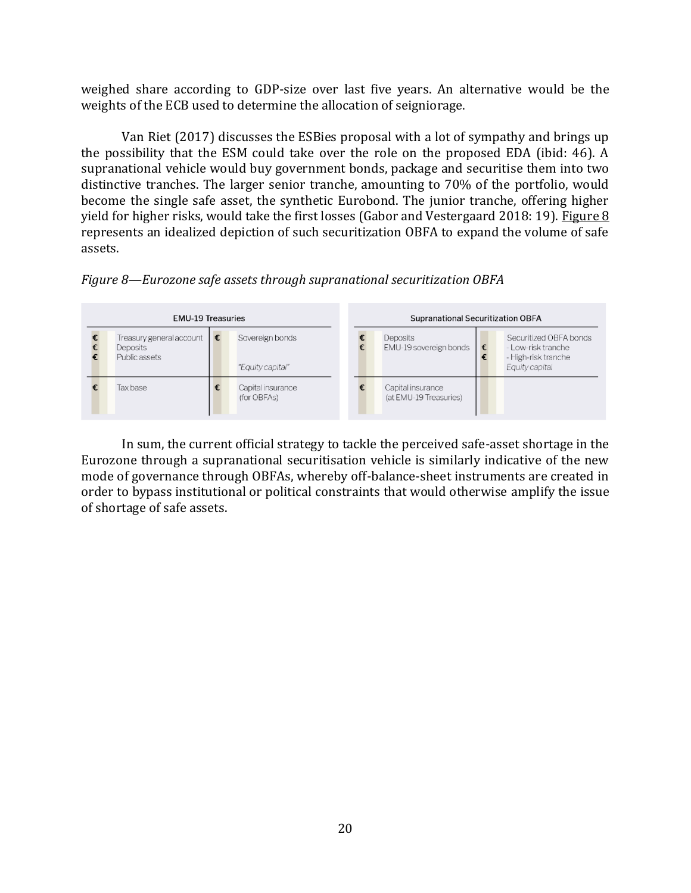weighed share according to GDP-size over last five years. An alternative would be the weights of the ECB used to determine the allocation of seigniorage.

Van Riet (2017) discusses the ESBies proposal with a lot of sympathy and brings up the possibility that the ESM could take over the role on the proposed EDA (ibid: 46). A supranational vehicle would buy government bonds, package and securitise them into two distinctive tranches. The larger senior tranche, amounting to 70% of the portfolio, would become the single safe asset, the synthetic Eurobond. The junior tranche, offering higher yield for higher risks, would take the first losses (Gabor and Vestergaard 2018: 19). Figure 8 represents an idealized depiction of such securitization OBFA to expand the volume of safe assets.

*Figure 8—Eurozone safe assets through supranational securitization OBFA*

**EMU-19 Treasuries**

| Assets | Liabilities |
|---|---|
| € Treasury general account<br>€ Deposits<br>€ Public assets | € Sovereign bonds<br>*"Equity capital"* |
| € Tax base | € Capital insurance (for OBFAs) |

**Supranational Securitization OBFA**

| Assets | Liabilities |
|---|---|
| € Deposits<br>€ EMU-19 sovereign bonds | Securitized OBFA bonds<br>€ - Low-risk tranche<br>€ - High-risk tranche<br>*Equity capital* |
| € Capital insurance (at EMU-19 Treasuries) | |

In sum, the current official strategy to tackle the perceived safe-asset shortage in the Eurozone through a supranational securitisation vehicle is similarly indicative of the new mode of governance through OBFAs, whereby off-balance-sheet instruments are created in order to bypass institutional or political constraints that would otherwise amplify the issue of shortage of safe assets.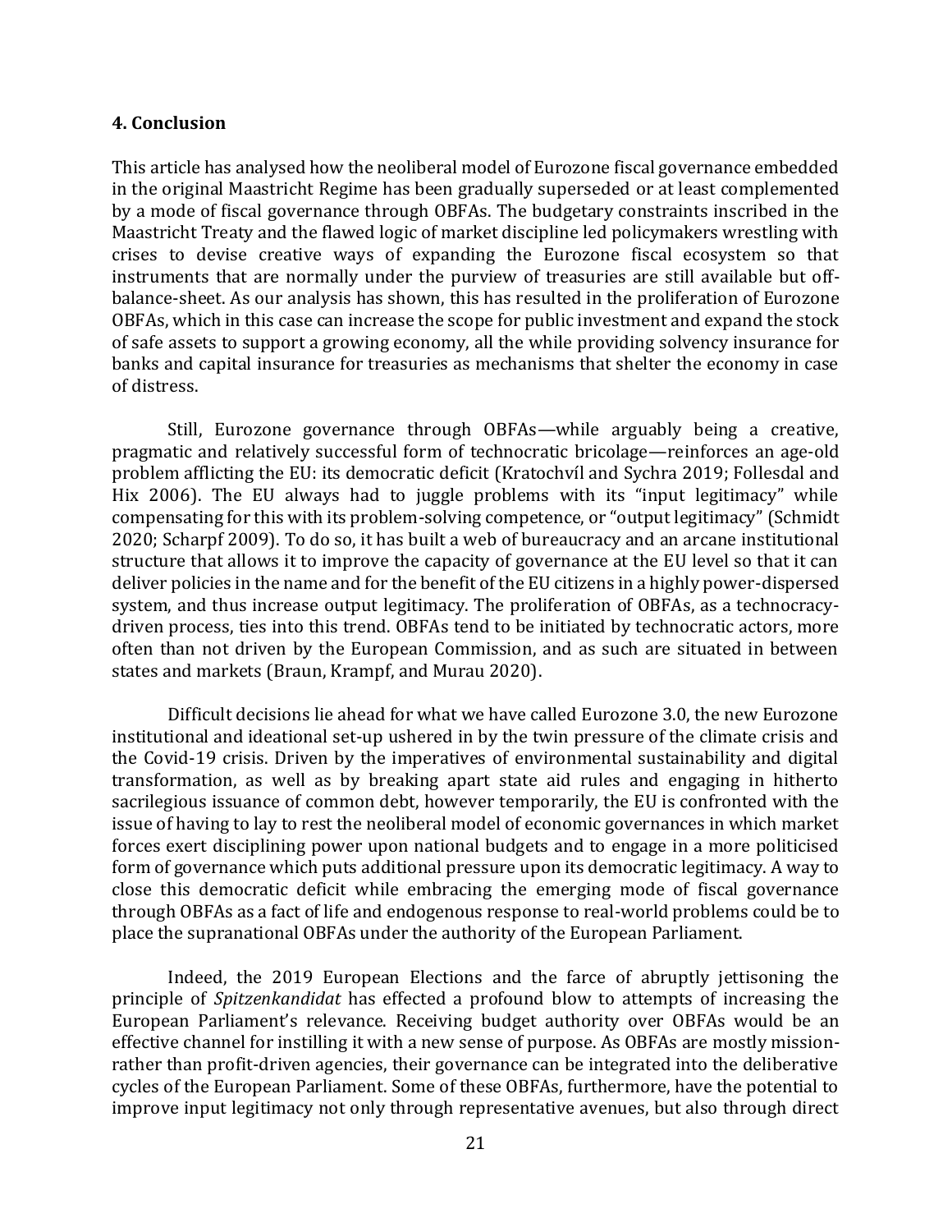## 4. Conclusion

This article has analysed how the neoliberal model of Eurozone fiscal governance embedded in the original Maastricht Regime has been gradually superseded or at least complemented by a mode of fiscal governance through OBFAs. The budgetary constraints inscribed in the Maastricht Treaty and the flawed logic of market discipline led policymakers wrestling with crises to devise creative ways of expanding the Eurozone fiscal ecosystem so that instruments that are normally under the purview of treasuries are still available but off-balance-sheet. As our analysis has shown, this has resulted in the proliferation of Eurozone OBFAs, which in this case can increase the scope for public investment and expand the stock of safe assets to support a growing economy, all the while providing solvency insurance for banks and capital insurance for treasuries as mechanisms that shelter the economy in case of distress.

Still, Eurozone governance through OBFAs—while arguably being a creative, pragmatic and relatively successful form of technocratic bricolage—reinforces an age-old problem afflicting the EU: its democratic deficit (Kratochvíl and Sychra 2019; Follesdal and Hix 2006). The EU always had to juggle problems with its "input legitimacy" while compensating for this with its problem-solving competence, or "output legitimacy" (Schmidt 2020; Scharpf 2009). To do so, it has built a web of bureaucracy and an arcane institutional structure that allows it to improve the capacity of governance at the EU level so that it can deliver policies in the name and for the benefit of the EU citizens in a highly power-dispersed system, and thus increase output legitimacy. The proliferation of OBFAs, as a technocracy-driven process, ties into this trend. OBFAs tend to be initiated by technocratic actors, more often than not driven by the European Commission, and as such are situated in between states and markets (Braun, Krampf, and Murau 2020).

Difficult decisions lie ahead for what we have called Eurozone 3.0, the new Eurozone institutional and ideational set-up ushered in by the twin pressure of the climate crisis and the Covid-19 crisis. Driven by the imperatives of environmental sustainability and digital transformation, as well as by breaking apart state aid rules and engaging in hitherto sacrilegious issuance of common debt, however temporarily, the EU is confronted with the issue of having to lay to rest the neoliberal model of economic governances in which market forces exert disciplining power upon national budgets and to engage in a more politicised form of governance which puts additional pressure upon its democratic legitimacy. A way to close this democratic deficit while embracing the emerging mode of fiscal governance through OBFAs as a fact of life and endogenous response to real-world problems could be to place the supranational OBFAs under the authority of the European Parliament.

Indeed, the 2019 European Elections and the farce of abruptly jettisoning the principle of *Spitzenkandidat* has effected a profound blow to attempts of increasing the European Parliament's relevance. Receiving budget authority over OBFAs would be an effective channel for instilling it with a new sense of purpose. As OBFAs are mostly mission- rather than profit-driven agencies, their governance can be integrated into the deliberative cycles of the European Parliament. Some of these OBFAs, furthermore, have the potential to improve input legitimacy not only through representative avenues, but also through direct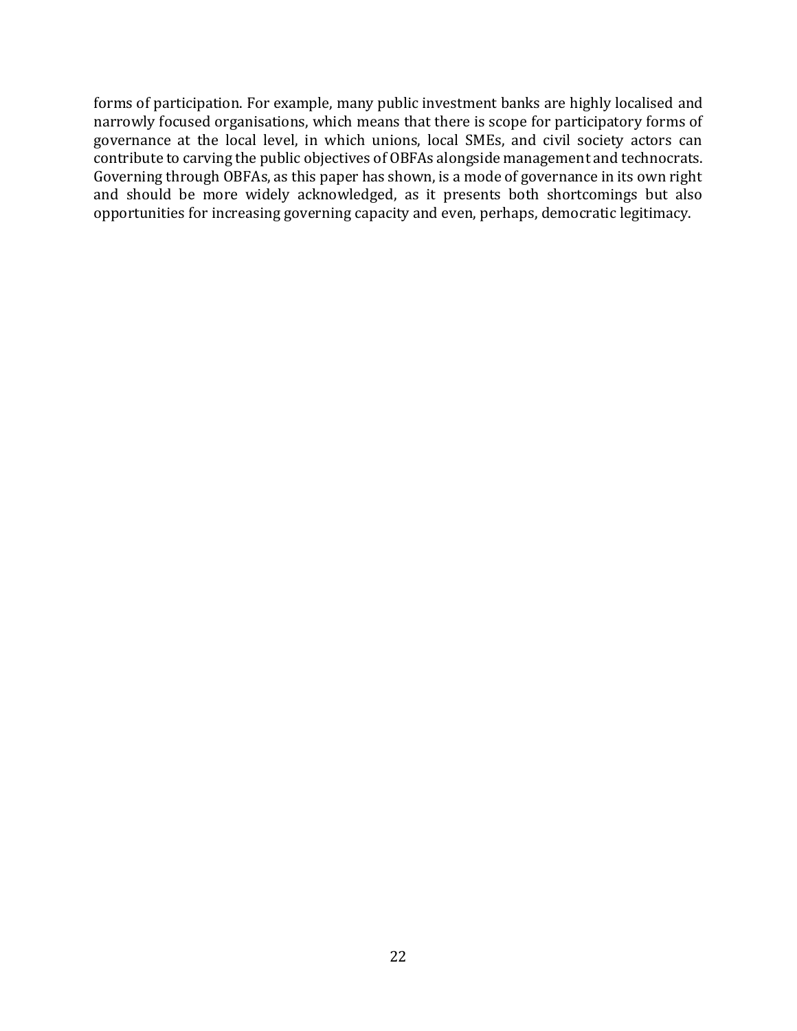forms of participation. For example, many public investment banks are highly localised and narrowly focused organisations, which means that there is scope for participatory forms of governance at the local level, in which unions, local SMEs, and civil society actors can contribute to carving the public objectives of OBFAs alongside management and technocrats. Governing through OBFAs, as this paper has shown, is a mode of governance in its own right and should be more widely acknowledged, as it presents both shortcomings but also opportunities for increasing governing capacity and even, perhaps, democratic legitimacy.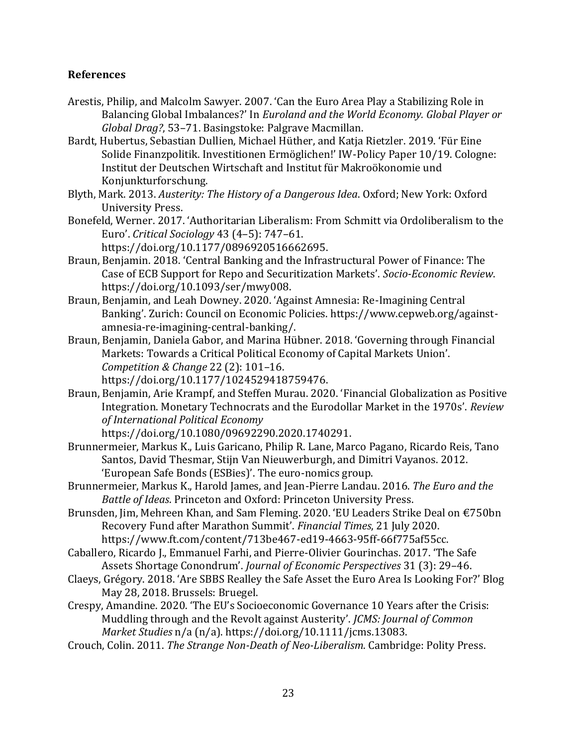**References**

Arestis, Philip, and Malcolm Sawyer. 2007. 'Can the Euro Area Play a Stabilizing Role in Balancing Global Imbalances?' In *Euroland and the World Economy. Global Player or Global Drag?*, 53–71. Basingstoke: Palgrave Macmillan.

Bardt, Hubertus, Sebastian Dullien, Michael Hüther, and Katja Rietzler. 2019. 'Für Eine Solide Finanzpolitik. Investitionen Ermöglichen!' IW-Policy Paper 10/19. Cologne: Institut der Deutschen Wirtschaft and Institut für Makroökonomie und Konjunkturforschung.

Blyth, Mark. 2013. *Austerity: The History of a Dangerous Idea*. Oxford; New York: Oxford University Press.

Bonefeld, Werner. 2017. 'Authoritarian Liberalism: From Schmitt via Ordoliberalism to the Euro'. *Critical Sociology* 43 (4–5): 747–61. https://doi.org/10.1177/0896920516662695.

Braun, Benjamin. 2018. 'Central Banking and the Infrastructural Power of Finance: The Case of ECB Support for Repo and Securitization Markets'. *Socio-Economic Review*. https://doi.org/10.1093/ser/mwy008.

Braun, Benjamin, and Leah Downey. 2020. 'Against Amnesia: Re-Imagining Central Banking'. Zurich: Council on Economic Policies. https://www.cepweb.org/against-amnesia-re-imagining-central-banking/.

Braun, Benjamin, Daniela Gabor, and Marina Hübner. 2018. 'Governing through Financial Markets: Towards a Critical Political Economy of Capital Markets Union'. *Competition & Change* 22 (2): 101–16. https://doi.org/10.1177/1024529418759476.

Braun, Benjamin, Arie Krampf, and Steffen Murau. 2020. 'Financial Globalization as Positive Integration. Monetary Technocrats and the Eurodollar Market in the 1970s'. *Review of International Political Economy* https://doi.org/10.1080/09692290.2020.1740291.

Brunnermeier, Markus K., Luis Garicano, Philip R. Lane, Marco Pagano, Ricardo Reis, Tano Santos, David Thesmar, Stijn Van Nieuwerburgh, and Dimitri Vayanos. 2012. 'European Safe Bonds (ESBies)'. The euro-nomics group.

Brunnermeier, Markus K., Harold James, and Jean-Pierre Landau. 2016. *The Euro and the Battle of Ideas*. Princeton and Oxford: Princeton University Press.

Brunsden, Jim, Mehreen Khan, and Sam Fleming. 2020. 'EU Leaders Strike Deal on €750bn Recovery Fund after Marathon Summit'. *Financial Times*, 21 July 2020. https://www.ft.com/content/713be467-ed19-4663-95ff-66f775af55cc.

Caballero, Ricardo J., Emmanuel Farhi, and Pierre-Olivier Gourinchas. 2017. 'The Safe Assets Shortage Conondrum'. *Journal of Economic Perspectives* 31 (3): 29–46.

Claeys, Grégory. 2018. 'Are SBBS Realley the Safe Asset the Euro Area Is Looking For?' Blog May 28, 2018. Brussels: Bruegel.

Crespy, Amandine. 2020. 'The EU's Socioeconomic Governance 10 Years after the Crisis: Muddling through and the Revolt against Austerity'. *JCMS: Journal of Common Market Studies* n/a (n/a). https://doi.org/10.1111/jcms.13083.

Crouch, Colin. 2011. *The Strange Non-Death of Neo-Liberalism*. Cambridge: Polity Press.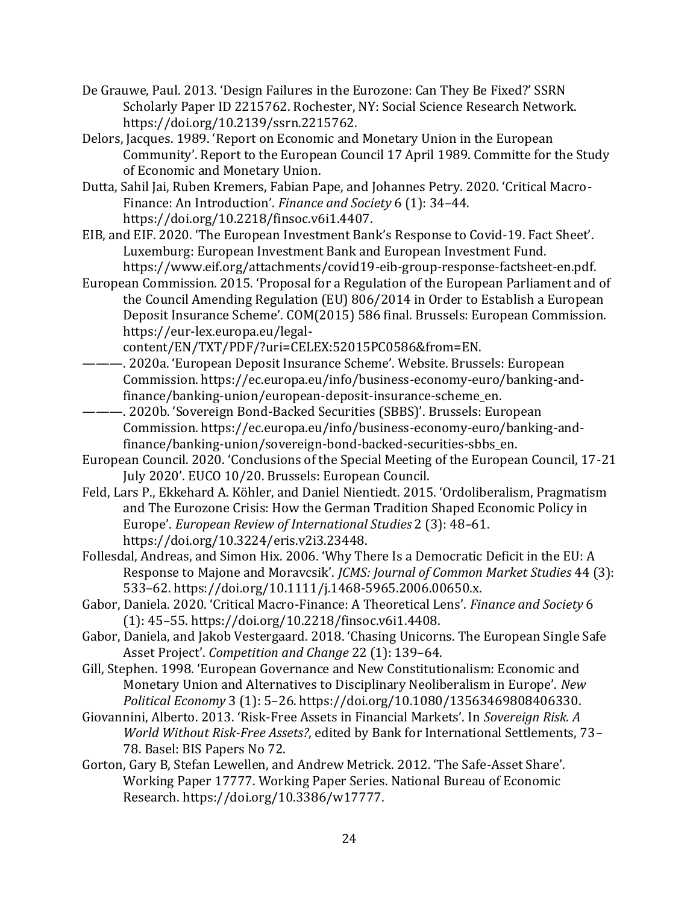De Grauwe, Paul. 2013. 'Design Failures in the Eurozone: Can They Be Fixed?' SSRN Scholarly Paper ID 2215762. Rochester, NY: Social Science Research Network. https://doi.org/10.2139/ssrn.2215762.

Delors, Jacques. 1989. 'Report on Economic and Monetary Union in the European Community'. Report to the European Council 17 April 1989. Committe for the Study of Economic and Monetary Union.

Dutta, Sahil Jai, Ruben Kremers, Fabian Pape, and Johannes Petry. 2020. 'Critical Macro-Finance: An Introduction'. *Finance and Society* 6 (1): 34–44. https://doi.org/10.2218/finsoc.v6i1.4407.

EIB, and EIF. 2020. 'The European Investment Bank's Response to Covid-19. Fact Sheet'. Luxemburg: European Investment Bank and European Investment Fund. https://www.eif.org/attachments/covid19-eib-group-response-factsheet-en.pdf.

European Commission. 2015. 'Proposal for a Regulation of the European Parliament and of the Council Amending Regulation (EU) 806/2014 in Order to Establish a European Deposit Insurance Scheme'. COM(2015) 586 final. Brussels: European Commission. https://eur-lex.europa.eu/legal-content/EN/TXT/PDF/?uri=CELEX:52015PC0586&from=EN.

———. 2020a. 'European Deposit Insurance Scheme'. Website. Brussels: European Commission. https://ec.europa.eu/info/business-economy-euro/banking-and-finance/banking-union/european-deposit-insurance-scheme_en.

———. 2020b. 'Sovereign Bond-Backed Securities (SBBS)'. Brussels: European Commission. https://ec.europa.eu/info/business-economy-euro/banking-and-finance/banking-union/sovereign-bond-backed-securities-sbbs_en.

European Council. 2020. 'Conclusions of the Special Meeting of the European Council, 17-21 July 2020'. EUCO 10/20. Brussels: European Council.

Feld, Lars P., Ekkehard A. Köhler, and Daniel Nientiedt. 2015. 'Ordoliberalism, Pragmatism and The Eurozone Crisis: How the German Tradition Shaped Economic Policy in Europe'. *European Review of International Studies* 2 (3): 48–61. https://doi.org/10.3224/eris.v2i3.23448.

Follesdal, Andreas, and Simon Hix. 2006. 'Why There Is a Democratic Deficit in the EU: A Response to Majone and Moravcsik'. *JCMS: Journal of Common Market Studies* 44 (3): 533–62. https://doi.org/10.1111/j.1468-5965.2006.00650.x.

Gabor, Daniela. 2020. 'Critical Macro-Finance: A Theoretical Lens'. *Finance and Society* 6 (1): 45–55. https://doi.org/10.2218/finsoc.v6i1.4408.

Gabor, Daniela, and Jakob Vestergaard. 2018. 'Chasing Unicorns. The European Single Safe Asset Project'. *Competition and Change* 22 (1): 139–64.

Gill, Stephen. 1998. 'European Governance and New Constitutionalism: Economic and Monetary Union and Alternatives to Disciplinary Neoliberalism in Europe'. *New Political Economy* 3 (1): 5–26. https://doi.org/10.1080/13563469808406330.

Giovannini, Alberto. 2013. 'Risk-Free Assets in Financial Markets'. In *Sovereign Risk. A World Without Risk-Free Assets?*, edited by Bank for International Settlements, 73–78. Basel: BIS Papers No 72.

Gorton, Gary B, Stefan Lewellen, and Andrew Metrick. 2012. 'The Safe-Asset Share'. Working Paper 17777. Working Paper Series. National Bureau of Economic Research. https://doi.org/10.3386/w17777.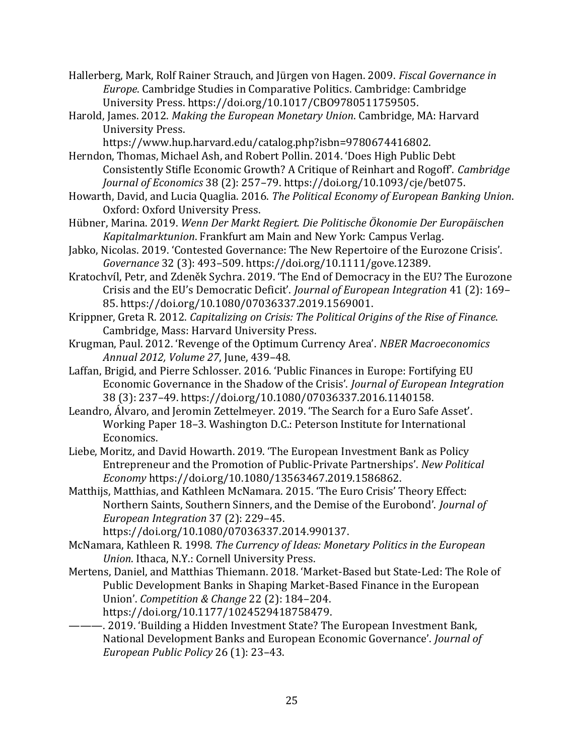Hallerberg, Mark, Rolf Rainer Strauch, and Jürgen von Hagen. 2009. *Fiscal Governance in Europe*. Cambridge Studies in Comparative Politics. Cambridge: Cambridge University Press. https://doi.org/10.1017/CBO9780511759505.

Harold, James. 2012. *Making the European Monetary Union*. Cambridge, MA: Harvard University Press. https://www.hup.harvard.edu/catalog.php?isbn=9780674416802.

Herndon, Thomas, Michael Ash, and Robert Pollin. 2014. 'Does High Public Debt Consistently Stifle Economic Growth? A Critique of Reinhart and Rogoff'. *Cambridge Journal of Economics* 38 (2): 257–79. https://doi.org/10.1093/cje/bet075.

Howarth, David, and Lucia Quaglia. 2016. *The Political Economy of European Banking Union*. Oxford: Oxford University Press.

Hübner, Marina. 2019. *Wenn Der Markt Regiert. Die Politische Ökonomie Der Europäischen Kapitalmarktunion*. Frankfurt am Main and New York: Campus Verlag.

Jabko, Nicolas. 2019. 'Contested Governance: The New Repertoire of the Eurozone Crisis'. *Governance* 32 (3): 493–509. https://doi.org/10.1111/gove.12389.

Kratochvíl, Petr, and Zdeněk Sychra. 2019. 'The End of Democracy in the EU? The Eurozone Crisis and the EU's Democratic Deficit'. *Journal of European Integration* 41 (2): 169–85. https://doi.org/10.1080/07036337.2019.1569001.

Krippner, Greta R. 2012. *Capitalizing on Crisis: The Political Origins of the Rise of Finance*. Cambridge, Mass: Harvard University Press.

Krugman, Paul. 2012. 'Revenge of the Optimum Currency Area'. *NBER Macroeconomics Annual 2012, Volume 27*, June, 439–48.

Laffan, Brigid, and Pierre Schlosser. 2016. 'Public Finances in Europe: Fortifying EU Economic Governance in the Shadow of the Crisis'. *Journal of European Integration* 38 (3): 237–49. https://doi.org/10.1080/07036337.2016.1140158.

Leandro, Álvaro, and Jeromin Zettelmeyer. 2019. 'The Search for a Euro Safe Asset'. Working Paper 18–3. Washington D.C.: Peterson Institute for International Economics.

Liebe, Moritz, and David Howarth. 2019. 'The European Investment Bank as Policy Entrepreneur and the Promotion of Public-Private Partnerships'. *New Political Economy* https://doi.org/10.1080/13563467.2019.1586862.

Matthijs, Matthias, and Kathleen McNamara. 2015. 'The Euro Crisis' Theory Effect: Northern Saints, Southern Sinners, and the Demise of the Eurobond'. *Journal of European Integration* 37 (2): 229–45. https://doi.org/10.1080/07036337.2014.990137.

McNamara, Kathleen R. 1998. *The Currency of Ideas: Monetary Politics in the European Union*. Ithaca, N.Y.: Cornell University Press.

Mertens, Daniel, and Matthias Thiemann. 2018. 'Market-Based but State-Led: The Role of Public Development Banks in Shaping Market-Based Finance in the European Union'. *Competition & Change* 22 (2): 184–204. https://doi.org/10.1177/1024529418758479.

———. 2019. 'Building a Hidden Investment State? The European Investment Bank, National Development Banks and European Economic Governance'. *Journal of European Public Policy* 26 (1): 23–43.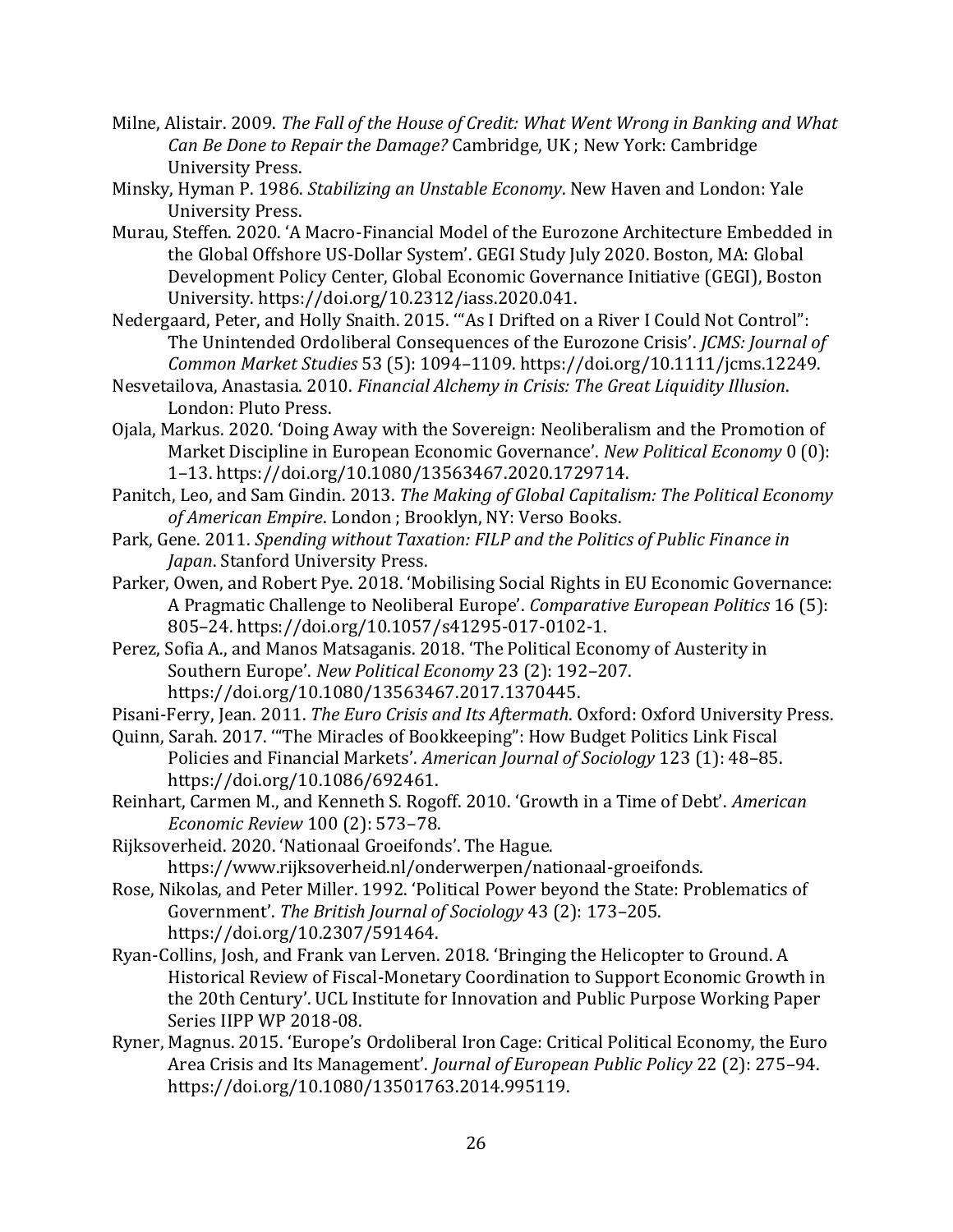Milne, Alistair. 2009. *The Fall of the House of Credit: What Went Wrong in Banking and What Can Be Done to Repair the Damage?* Cambridge, UK ; New York: Cambridge University Press.

Minsky, Hyman P. 1986. *Stabilizing an Unstable Economy*. New Haven and London: Yale University Press.

Murau, Steffen. 2020. 'A Macro-Financial Model of the Eurozone Architecture Embedded in the Global Offshore US-Dollar System'. GEGI Study July 2020. Boston, MA: Global Development Policy Center, Global Economic Governance Initiative (GEGI), Boston University. https://doi.org/10.2312/iass.2020.041.

Nedergaard, Peter, and Holly Snaith. 2015. '"As I Drifted on a River I Could Not Control": The Unintended Ordoliberal Consequences of the Eurozone Crisis'. *JCMS: Journal of Common Market Studies* 53 (5): 1094–1109. https://doi.org/10.1111/jcms.12249.

Nesvetailova, Anastasia. 2010. *Financial Alchemy in Crisis: The Great Liquidity Illusion*. London: Pluto Press.

Ojala, Markus. 2020. 'Doing Away with the Sovereign: Neoliberalism and the Promotion of Market Discipline in European Economic Governance'. *New Political Economy* 0 (0): 1–13. https://doi.org/10.1080/13563467.2020.1729714.

Panitch, Leo, and Sam Gindin. 2013. *The Making of Global Capitalism: The Political Economy of American Empire*. London ; Brooklyn, NY: Verso Books.

Park, Gene. 2011. *Spending without Taxation: FILP and the Politics of Public Finance in Japan*. Stanford University Press.

Parker, Owen, and Robert Pye. 2018. 'Mobilising Social Rights in EU Economic Governance: A Pragmatic Challenge to Neoliberal Europe'. *Comparative European Politics* 16 (5): 805–24. https://doi.org/10.1057/s41295-017-0102-1.

Perez, Sofia A., and Manos Matsaganis. 2018. 'The Political Economy of Austerity in Southern Europe'. *New Political Economy* 23 (2): 192–207. https://doi.org/10.1080/13563467.2017.1370445.

Pisani-Ferry, Jean. 2011. *The Euro Crisis and Its Aftermath*. Oxford: Oxford University Press.

Quinn, Sarah. 2017. '"The Miracles of Bookkeeping": How Budget Politics Link Fiscal Policies and Financial Markets'. *American Journal of Sociology* 123 (1): 48–85. https://doi.org/10.1086/692461.

Reinhart, Carmen M., and Kenneth S. Rogoff. 2010. 'Growth in a Time of Debt'. *American Economic Review* 100 (2): 573–78.

Rijksoverheid. 2020. 'Nationaal Groeifonds'. The Hague. https://www.rijksoverheid.nl/onderwerpen/nationaal-groeifonds.

Rose, Nikolas, and Peter Miller. 1992. 'Political Power beyond the State: Problematics of Government'. *The British Journal of Sociology* 43 (2): 173–205. https://doi.org/10.2307/591464.

Ryan-Collins, Josh, and Frank van Lerven. 2018. 'Bringing the Helicopter to Ground. A Historical Review of Fiscal-Monetary Coordination to Support Economic Growth in the 20th Century'. UCL Institute for Innovation and Public Purpose Working Paper Series IIPP WP 2018-08.

Ryner, Magnus. 2015. 'Europe's Ordoliberal Iron Cage: Critical Political Economy, the Euro Area Crisis and Its Management'. *Journal of European Public Policy* 22 (2): 275–94. https://doi.org/10.1080/13501763.2014.995119.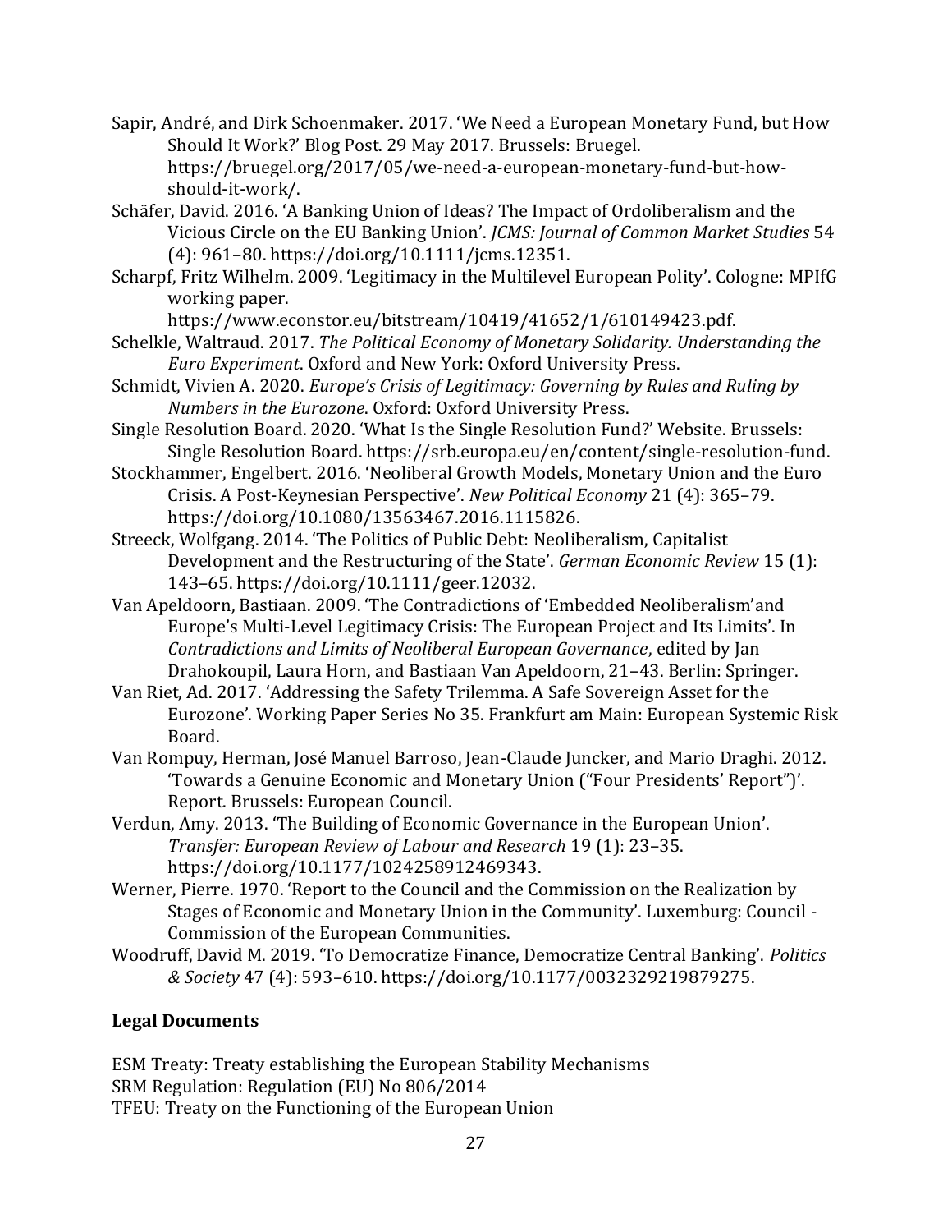Sapir, André, and Dirk Schoenmaker. 2017. 'We Need a European Monetary Fund, but How Should It Work?' Blog Post. 29 May 2017. Brussels: Bruegel. https://bruegel.org/2017/05/we-need-a-european-monetary-fund-but-how-should-it-work/.

Schäfer, David. 2016. 'A Banking Union of Ideas? The Impact of Ordoliberalism and the Vicious Circle on the EU Banking Union'. *JCMS: Journal of Common Market Studies* 54 (4): 961–80. https://doi.org/10.1111/jcms.12351.

Scharpf, Fritz Wilhelm. 2009. 'Legitimacy in the Multilevel European Polity'. Cologne: MPIfG working paper. https://www.econstor.eu/bitstream/10419/41652/1/610149423.pdf.

Schelkle, Waltraud. 2017. *The Political Economy of Monetary Solidarity. Understanding the Euro Experiment*. Oxford and New York: Oxford University Press.

Schmidt, Vivien A. 2020. *Europe's Crisis of Legitimacy: Governing by Rules and Ruling by Numbers in the Eurozone*. Oxford: Oxford University Press.

Single Resolution Board. 2020. 'What Is the Single Resolution Fund?' Website. Brussels: Single Resolution Board. https://srb.europa.eu/en/content/single-resolution-fund.

Stockhammer, Engelbert. 2016. 'Neoliberal Growth Models, Monetary Union and the Euro Crisis. A Post-Keynesian Perspective'. *New Political Economy* 21 (4): 365–79. https://doi.org/10.1080/13563467.2016.1115826.

Streeck, Wolfgang. 2014. 'The Politics of Public Debt: Neoliberalism, Capitalist Development and the Restructuring of the State'. *German Economic Review* 15 (1): 143–65. https://doi.org/10.1111/geer.12032.

Van Apeldoorn, Bastiaan. 2009. 'The Contradictions of 'Embedded Neoliberalism'and Europe's Multi-Level Legitimacy Crisis: The European Project and Its Limits'. In *Contradictions and Limits of Neoliberal European Governance*, edited by Jan Drahokoupil, Laura Horn, and Bastiaan Van Apeldoorn, 21–43. Berlin: Springer.

Van Riet, Ad. 2017. 'Addressing the Safety Trilemma. A Safe Sovereign Asset for the Eurozone'. Working Paper Series No 35. Frankfurt am Main: European Systemic Risk Board.

Van Rompuy, Herman, José Manuel Barroso, Jean-Claude Juncker, and Mario Draghi. 2012. 'Towards a Genuine Economic and Monetary Union ("Four Presidents' Report")'. Report. Brussels: European Council.

Verdun, Amy. 2013. 'The Building of Economic Governance in the European Union'. *Transfer: European Review of Labour and Research* 19 (1): 23–35. https://doi.org/10.1177/1024258912469343.

Werner, Pierre. 1970. 'Report to the Council and the Commission on the Realization by Stages of Economic and Monetary Union in the Community'. Luxemburg: Council - Commission of the European Communities.

Woodruff, David M. 2019. 'To Democratize Finance, Democratize Central Banking'. *Politics & Society* 47 (4): 593–610. https://doi.org/10.1177/0032329219879275.

## Legal Documents

ESM Treaty: Treaty establishing the European Stability Mechanisms
SRM Regulation: Regulation (EU) No 806/2014
TFEU: Treaty on the Functioning of the European Union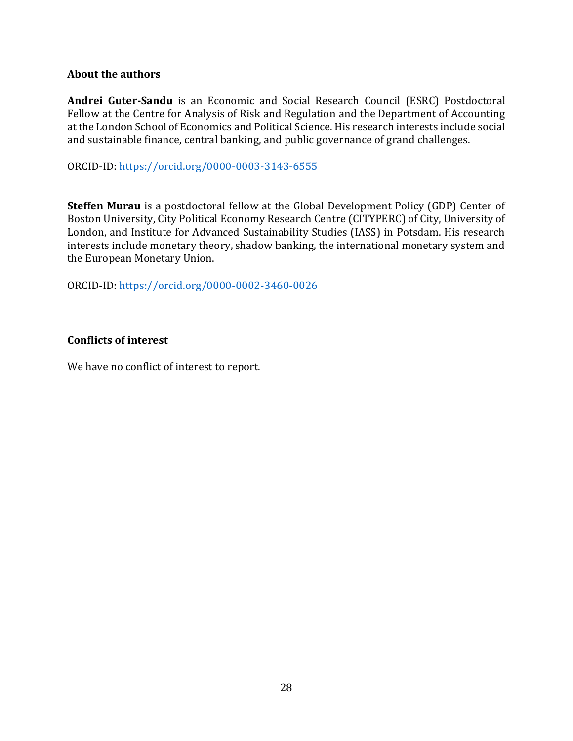## About the authors

**Andrei Guter-Sandu** is an Economic and Social Research Council (ESRC) Postdoctoral Fellow at the Centre for Analysis of Risk and Regulation and the Department of Accounting at the London School of Economics and Political Science. His research interests include social and sustainable finance, central banking, and public governance of grand challenges.

ORCID-ID: https://orcid.org/0000-0003-3143-6555

**Steffen Murau** is a postdoctoral fellow at the Global Development Policy (GDP) Center of Boston University, City Political Economy Research Centre (CITYPERC) of City, University of London, and Institute for Advanced Sustainability Studies (IASS) in Potsdam. His research interests include monetary theory, shadow banking, the international monetary system and the European Monetary Union.

ORCID-ID: https://orcid.org/0000-0002-3460-0026

## Conflicts of interest

We have no conflict of interest to report.